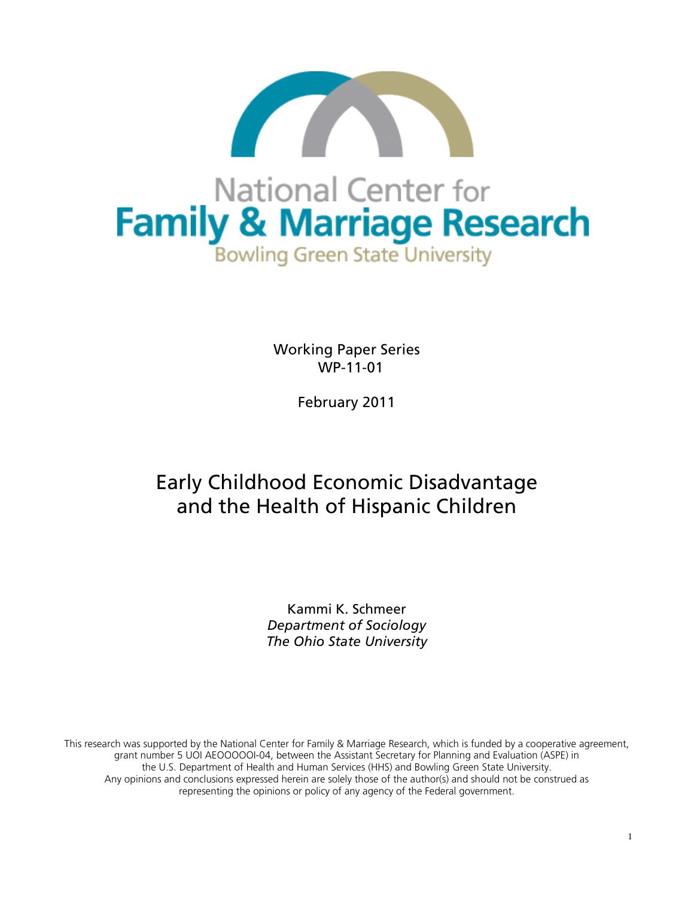National Center for
**Family & Marriage Research**
Bowling Green State University

Working Paper Series
WP-11-01

February 2011

# Early Childhood Economic Disadvantage and the Health of Hispanic Children

Kammi K. Schmeer
*Department of Sociology*
*The Ohio State University*

This research was supported by the National Center for Family & Marriage Research, which is funded by a cooperative agreement, grant number 5 UOI AEOOOOOI-04, between the Assistant Secretary for Planning and Evaluation (ASPE) in the U.S. Department of Health and Human Services (HHS) and Bowling Green State University. Any opinions and conclusions expressed herein are solely those of the author(s) and should not be construed as representing the opinions or policy of any agency of the Federal government.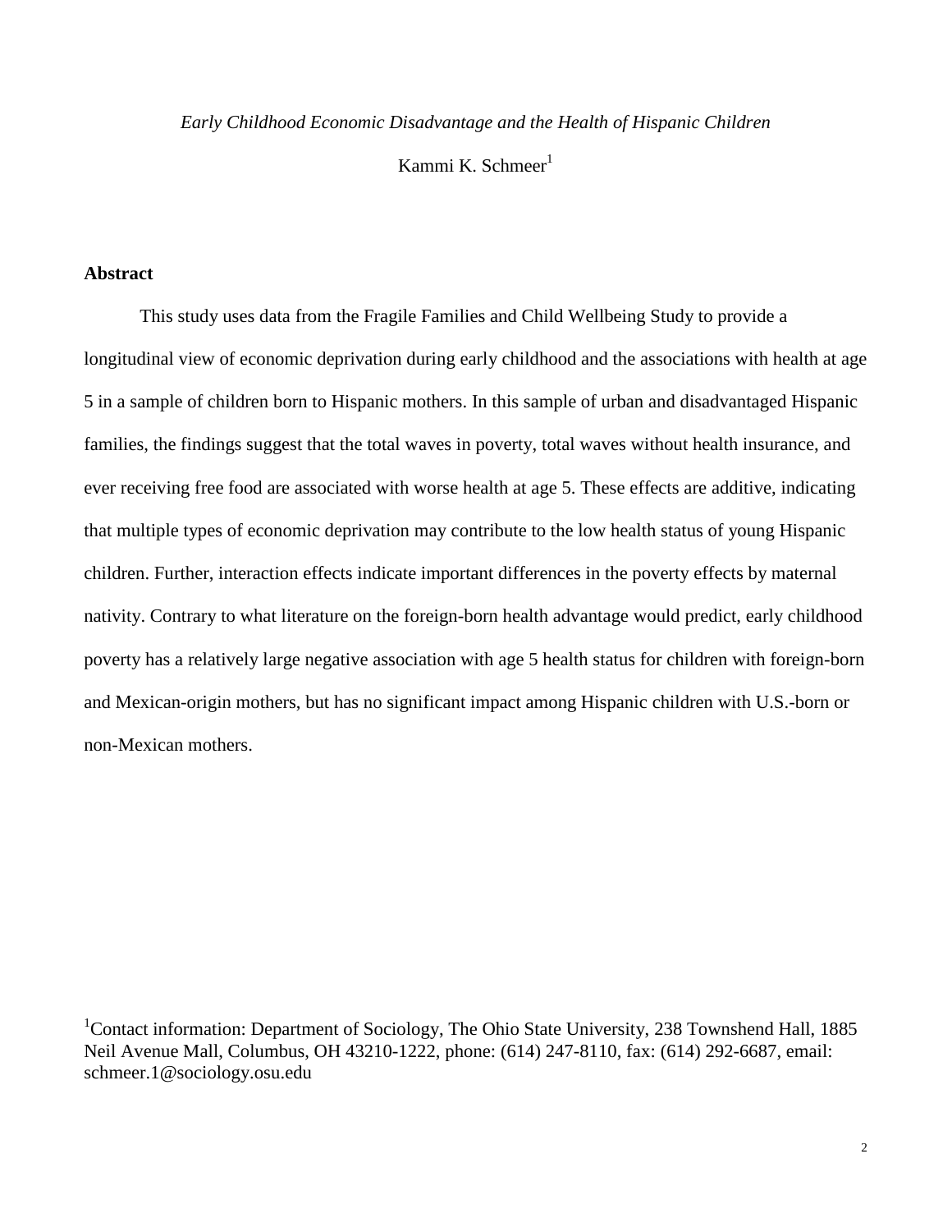*Early Childhood Economic Disadvantage and the Health of Hispanic Children*

Kammi K. Schmeer[1]

## Abstract

This study uses data from the Fragile Families and Child Wellbeing Study to provide a longitudinal view of economic deprivation during early childhood and the associations with health at age 5 in a sample of children born to Hispanic mothers. In this sample of urban and disadvantaged Hispanic families, the findings suggest that the total waves in poverty, total waves without health insurance, and ever receiving free food are associated with worse health at age 5. These effects are additive, indicating that multiple types of economic deprivation may contribute to the low health status of young Hispanic children. Further, interaction effects indicate important differences in the poverty effects by maternal nativity. Contrary to what literature on the foreign-born health advantage would predict, early childhood poverty has a relatively large negative association with age 5 health status for children with foreign-born and Mexican-origin mothers, but has no significant impact among Hispanic children with U.S.-born or non-Mexican mothers.

[1]Contact information: Department of Sociology, The Ohio State University, 238 Townshend Hall, 1885 Neil Avenue Mall, Columbus, OH 43210-1222, phone: (614) 247-8110, fax: (614) 292-6687, email: schmeer.1@sociology.osu.edu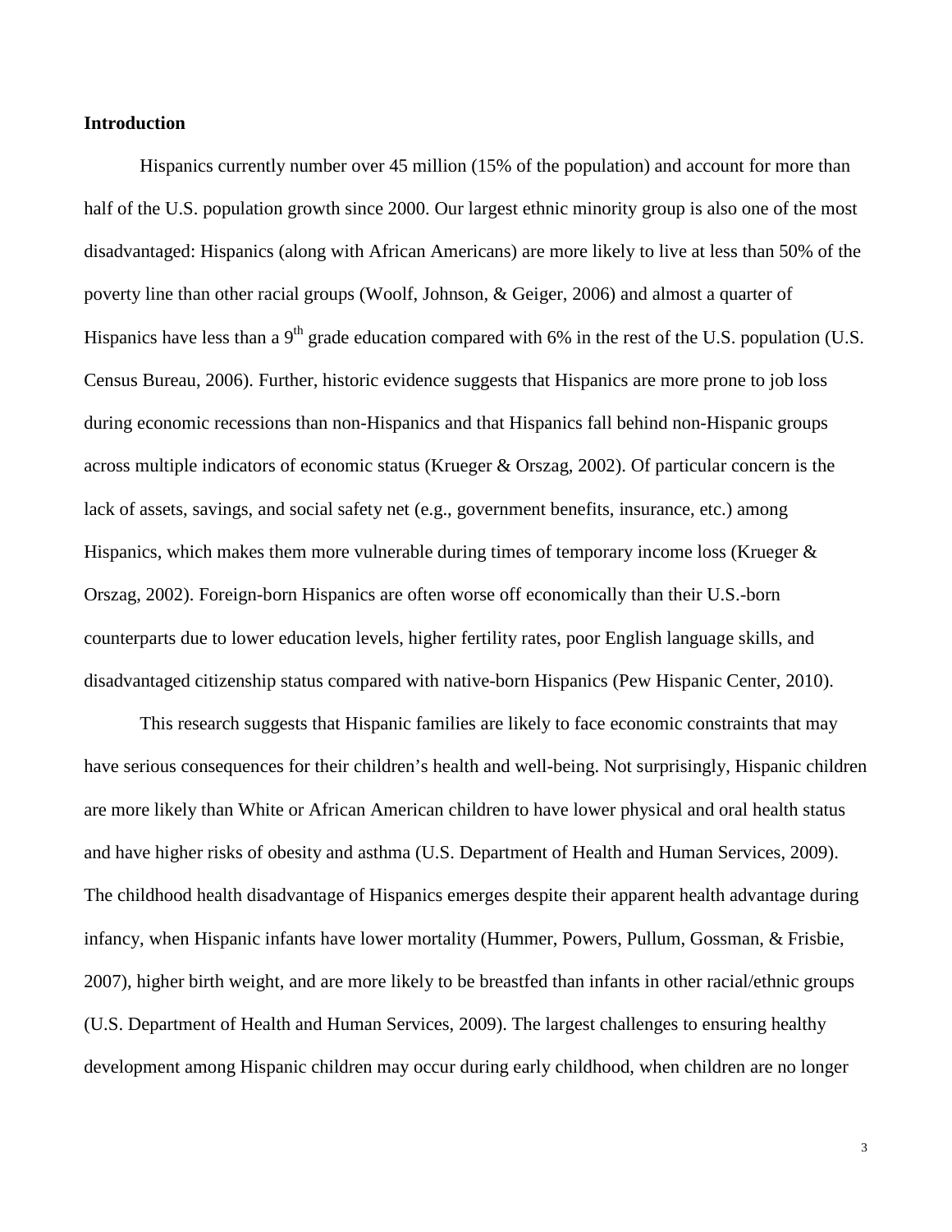## Introduction

Hispanics currently number over 45 million (15% of the population) and account for more than half of the U.S. population growth since 2000. Our largest ethnic minority group is also one of the most disadvantaged: Hispanics (along with African Americans) are more likely to live at less than 50% of the poverty line than other racial groups (Woolf, Johnson, & Geiger, 2006) and almost a quarter of Hispanics have less than a 9th grade education compared with 6% in the rest of the U.S. population (U.S. Census Bureau, 2006). Further, historic evidence suggests that Hispanics are more prone to job loss during economic recessions than non-Hispanics and that Hispanics fall behind non-Hispanic groups across multiple indicators of economic status (Krueger & Orszag, 2002). Of particular concern is the lack of assets, savings, and social safety net (e.g., government benefits, insurance, etc.) among Hispanics, which makes them more vulnerable during times of temporary income loss (Krueger & Orszag, 2002). Foreign-born Hispanics are often worse off economically than their U.S.-born counterparts due to lower education levels, higher fertility rates, poor English language skills, and disadvantaged citizenship status compared with native-born Hispanics (Pew Hispanic Center, 2010).

This research suggests that Hispanic families are likely to face economic constraints that may have serious consequences for their children's health and well-being. Not surprisingly, Hispanic children are more likely than White or African American children to have lower physical and oral health status and have higher risks of obesity and asthma (U.S. Department of Health and Human Services, 2009). The childhood health disadvantage of Hispanics emerges despite their apparent health advantage during infancy, when Hispanic infants have lower mortality (Hummer, Powers, Pullum, Gossman, & Frisbie, 2007), higher birth weight, and are more likely to be breastfed than infants in other racial/ethnic groups (U.S. Department of Health and Human Services, 2009). The largest challenges to ensuring healthy development among Hispanic children may occur during early childhood, when children are no longer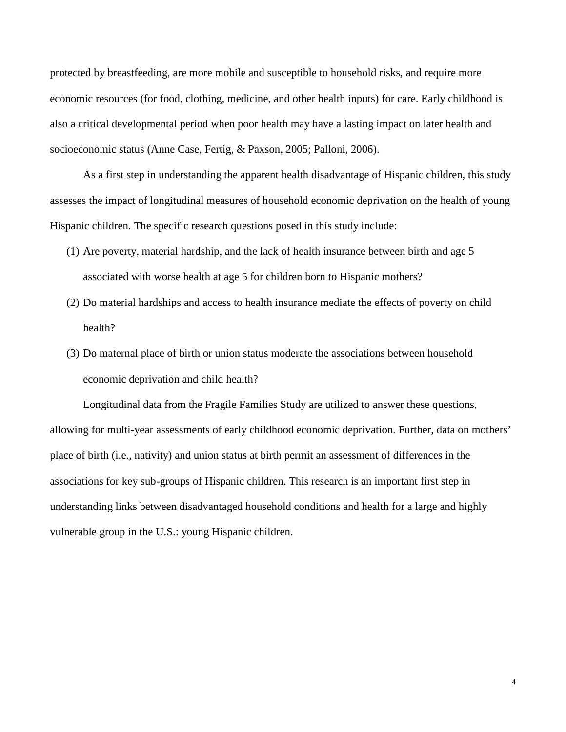protected by breastfeeding, are more mobile and susceptible to household risks, and require more economic resources (for food, clothing, medicine, and other health inputs) for care. Early childhood is also a critical developmental period when poor health may have a lasting impact on later health and socioeconomic status (Anne Case, Fertig, & Paxson, 2005; Palloni, 2006).

As a first step in understanding the apparent health disadvantage of Hispanic children, this study assesses the impact of longitudinal measures of household economic deprivation on the health of young Hispanic children. The specific research questions posed in this study include:

(1) Are poverty, material hardship, and the lack of health insurance between birth and age 5 associated with worse health at age 5 for children born to Hispanic mothers?

(2) Do material hardships and access to health insurance mediate the effects of poverty on child health?

(3) Do maternal place of birth or union status moderate the associations between household economic deprivation and child health?

Longitudinal data from the Fragile Families Study are utilized to answer these questions, allowing for multi-year assessments of early childhood economic deprivation. Further, data on mothers' place of birth (i.e., nativity) and union status at birth permit an assessment of differences in the associations for key sub-groups of Hispanic children. This research is an important first step in understanding links between disadvantaged household conditions and health for a large and highly vulnerable group in the U.S.: young Hispanic children.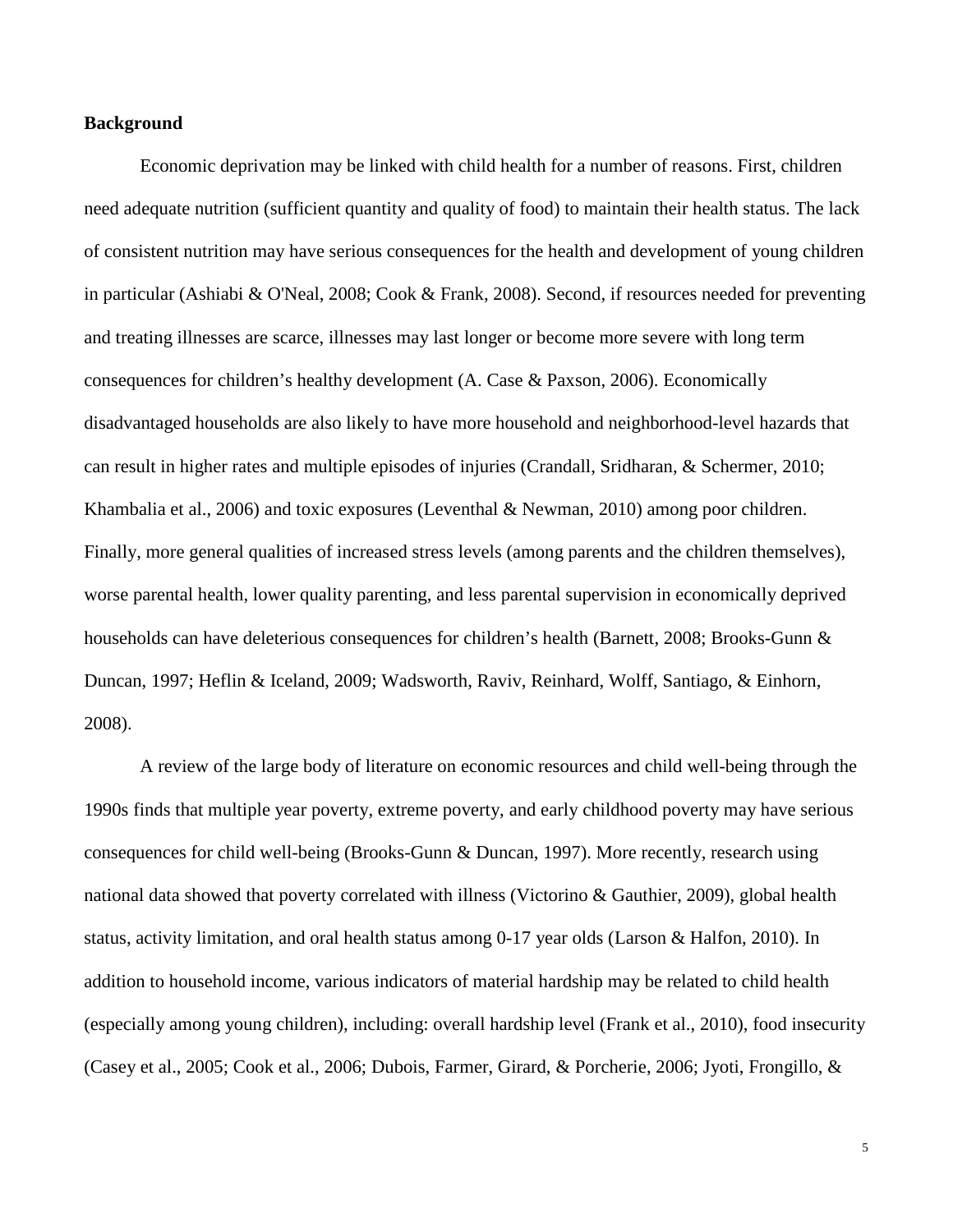**Background**

Economic deprivation may be linked with child health for a number of reasons. First, children need adequate nutrition (sufficient quantity and quality of food) to maintain their health status. The lack of consistent nutrition may have serious consequences for the health and development of young children in particular (Ashiabi & O'Neal, 2008; Cook & Frank, 2008). Second, if resources needed for preventing and treating illnesses are scarce, illnesses may last longer or become more severe with long term consequences for children's healthy development (A. Case & Paxson, 2006). Economically disadvantaged households are also likely to have more household and neighborhood-level hazards that can result in higher rates and multiple episodes of injuries (Crandall, Sridharan, & Schermer, 2010; Khambalia et al., 2006) and toxic exposures (Leventhal & Newman, 2010) among poor children. Finally, more general qualities of increased stress levels (among parents and the children themselves), worse parental health, lower quality parenting, and less parental supervision in economically deprived households can have deleterious consequences for children's health (Barnett, 2008; Brooks-Gunn & Duncan, 1997; Heflin & Iceland, 2009; Wadsworth, Raviv, Reinhard, Wolff, Santiago, & Einhorn, 2008).

A review of the large body of literature on economic resources and child well-being through the 1990s finds that multiple year poverty, extreme poverty, and early childhood poverty may have serious consequences for child well-being (Brooks-Gunn & Duncan, 1997). More recently, research using national data showed that poverty correlated with illness (Victorino & Gauthier, 2009), global health status, activity limitation, and oral health status among 0-17 year olds (Larson & Halfon, 2010). In addition to household income, various indicators of material hardship may be related to child health (especially among young children), including: overall hardship level (Frank et al., 2010), food insecurity (Casey et al., 2005; Cook et al., 2006; Dubois, Farmer, Girard, & Porcherie, 2006; Jyoti, Frongillo, &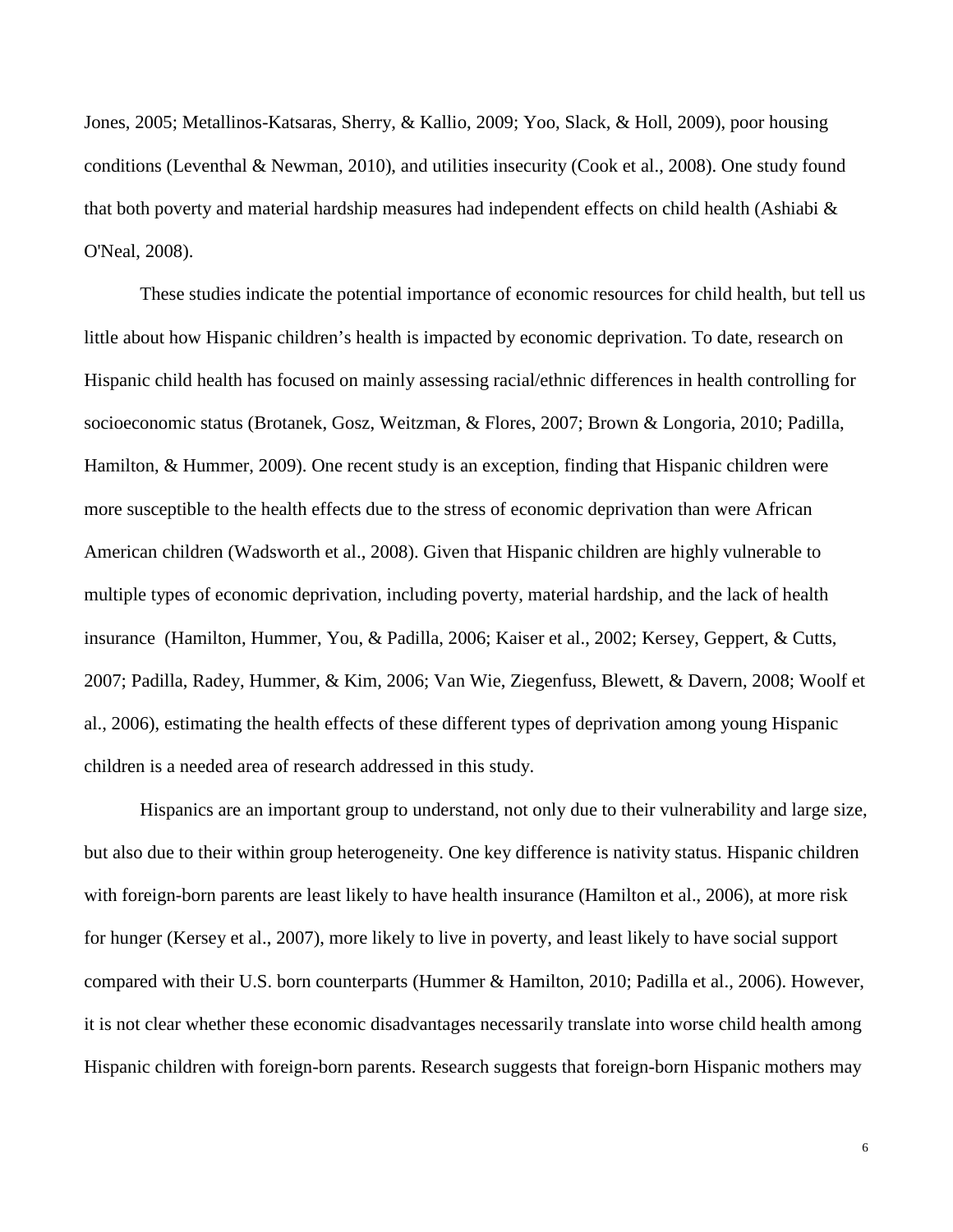Jones, 2005; Metallinos-Katsaras, Sherry, & Kallio, 2009; Yoo, Slack, & Holl, 2009), poor housing conditions (Leventhal & Newman, 2010), and utilities insecurity (Cook et al., 2008). One study found that both poverty and material hardship measures had independent effects on child health (Ashiabi & O'Neal, 2008).

These studies indicate the potential importance of economic resources for child health, but tell us little about how Hispanic children's health is impacted by economic deprivation. To date, research on Hispanic child health has focused on mainly assessing racial/ethnic differences in health controlling for socioeconomic status (Brotanek, Gosz, Weitzman, & Flores, 2007; Brown & Longoria, 2010; Padilla, Hamilton, & Hummer, 2009). One recent study is an exception, finding that Hispanic children were more susceptible to the health effects due to the stress of economic deprivation than were African American children (Wadsworth et al., 2008). Given that Hispanic children are highly vulnerable to multiple types of economic deprivation, including poverty, material hardship, and the lack of health insurance (Hamilton, Hummer, You, & Padilla, 2006; Kaiser et al., 2002; Kersey, Geppert, & Cutts, 2007; Padilla, Radey, Hummer, & Kim, 2006; Van Wie, Ziegenfuss, Blewett, & Davern, 2008; Woolf et al., 2006), estimating the health effects of these different types of deprivation among young Hispanic children is a needed area of research addressed in this study.

Hispanics are an important group to understand, not only due to their vulnerability and large size, but also due to their within group heterogeneity. One key difference is nativity status. Hispanic children with foreign-born parents are least likely to have health insurance (Hamilton et al., 2006), at more risk for hunger (Kersey et al., 2007), more likely to live in poverty, and least likely to have social support compared with their U.S. born counterparts (Hummer & Hamilton, 2010; Padilla et al., 2006). However, it is not clear whether these economic disadvantages necessarily translate into worse child health among Hispanic children with foreign-born parents. Research suggests that foreign-born Hispanic mothers may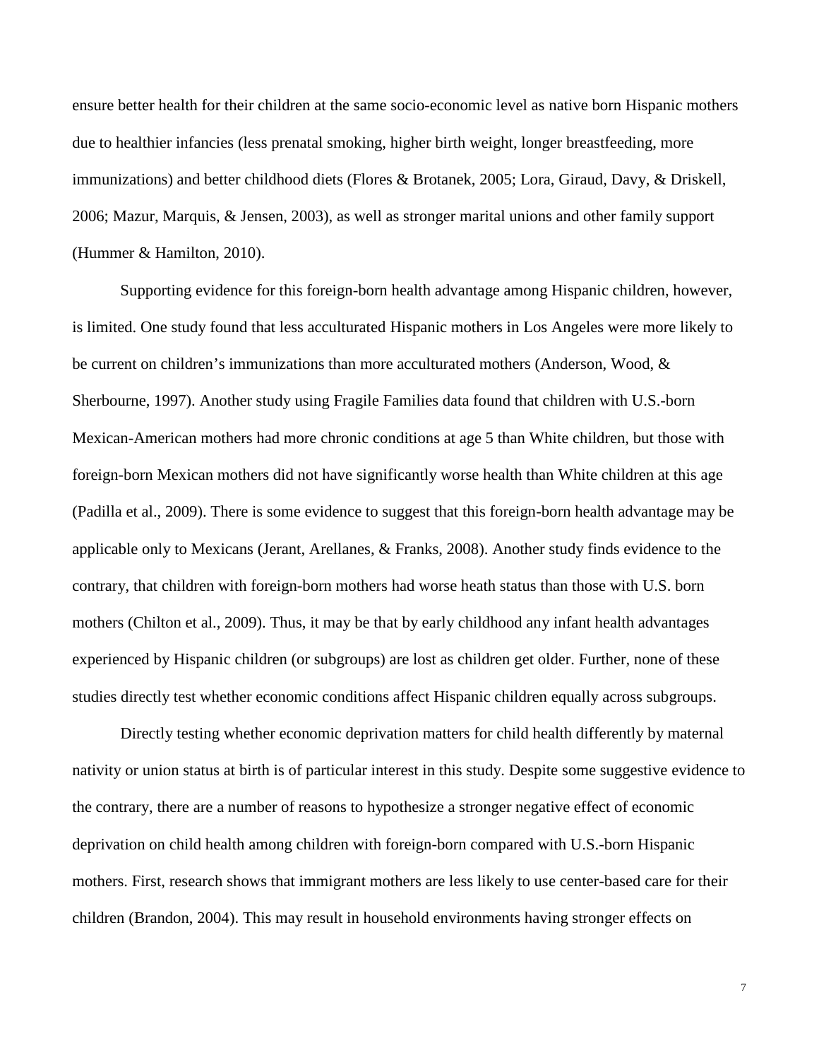ensure better health for their children at the same socio-economic level as native born Hispanic mothers due to healthier infancies (less prenatal smoking, higher birth weight, longer breastfeeding, more immunizations) and better childhood diets (Flores & Brotanek, 2005; Lora, Giraud, Davy, & Driskell, 2006; Mazur, Marquis, & Jensen, 2003), as well as stronger marital unions and other family support (Hummer & Hamilton, 2010).

Supporting evidence for this foreign-born health advantage among Hispanic children, however, is limited. One study found that less acculturated Hispanic mothers in Los Angeles were more likely to be current on children's immunizations than more acculturated mothers (Anderson, Wood, & Sherbourne, 1997). Another study using Fragile Families data found that children with U.S.-born Mexican-American mothers had more chronic conditions at age 5 than White children, but those with foreign-born Mexican mothers did not have significantly worse health than White children at this age (Padilla et al., 2009). There is some evidence to suggest that this foreign-born health advantage may be applicable only to Mexicans (Jerant, Arellanes, & Franks, 2008). Another study finds evidence to the contrary, that children with foreign-born mothers had worse heath status than those with U.S. born mothers (Chilton et al., 2009). Thus, it may be that by early childhood any infant health advantages experienced by Hispanic children (or subgroups) are lost as children get older. Further, none of these studies directly test whether economic conditions affect Hispanic children equally across subgroups.

Directly testing whether economic deprivation matters for child health differently by maternal nativity or union status at birth is of particular interest in this study. Despite some suggestive evidence to the contrary, there are a number of reasons to hypothesize a stronger negative effect of economic deprivation on child health among children with foreign-born compared with U.S.-born Hispanic mothers. First, research shows that immigrant mothers are less likely to use center-based care for their children (Brandon, 2004). This may result in household environments having stronger effects on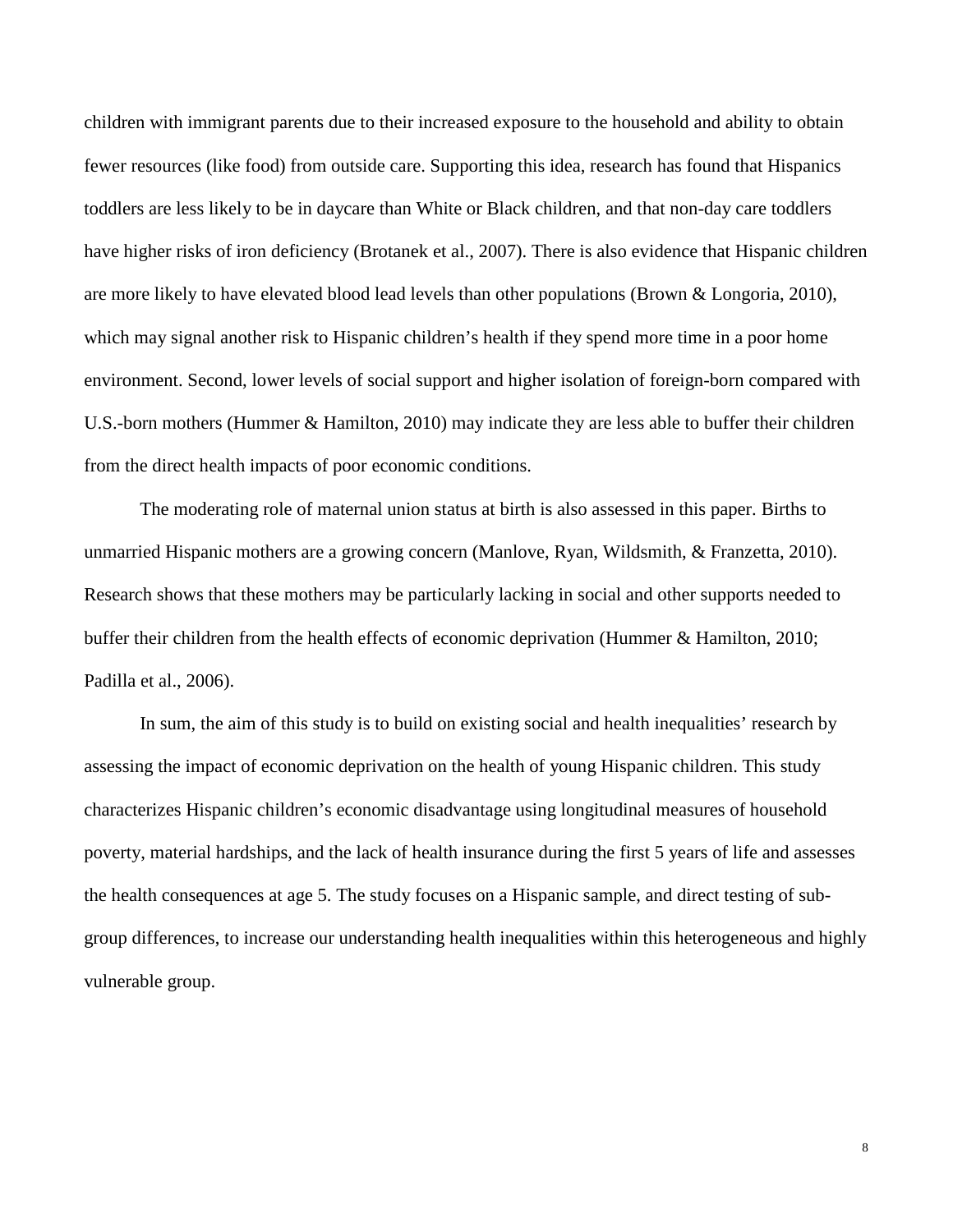children with immigrant parents due to their increased exposure to the household and ability to obtain fewer resources (like food) from outside care. Supporting this idea, research has found that Hispanics toddlers are less likely to be in daycare than White or Black children, and that non-day care toddlers have higher risks of iron deficiency (Brotanek et al., 2007). There is also evidence that Hispanic children are more likely to have elevated blood lead levels than other populations (Brown & Longoria, 2010), which may signal another risk to Hispanic children's health if they spend more time in a poor home environment. Second, lower levels of social support and higher isolation of foreign-born compared with U.S.-born mothers (Hummer & Hamilton, 2010) may indicate they are less able to buffer their children from the direct health impacts of poor economic conditions.

The moderating role of maternal union status at birth is also assessed in this paper. Births to unmarried Hispanic mothers are a growing concern (Manlove, Ryan, Wildsmith, & Franzetta, 2010). Research shows that these mothers may be particularly lacking in social and other supports needed to buffer their children from the health effects of economic deprivation (Hummer & Hamilton, 2010; Padilla et al., 2006).

In sum, the aim of this study is to build on existing social and health inequalities' research by assessing the impact of economic deprivation on the health of young Hispanic children. This study characterizes Hispanic children's economic disadvantage using longitudinal measures of household poverty, material hardships, and the lack of health insurance during the first 5 years of life and assesses the health consequences at age 5. The study focuses on a Hispanic sample, and direct testing of sub-group differences, to increase our understanding health inequalities within this heterogeneous and highly vulnerable group.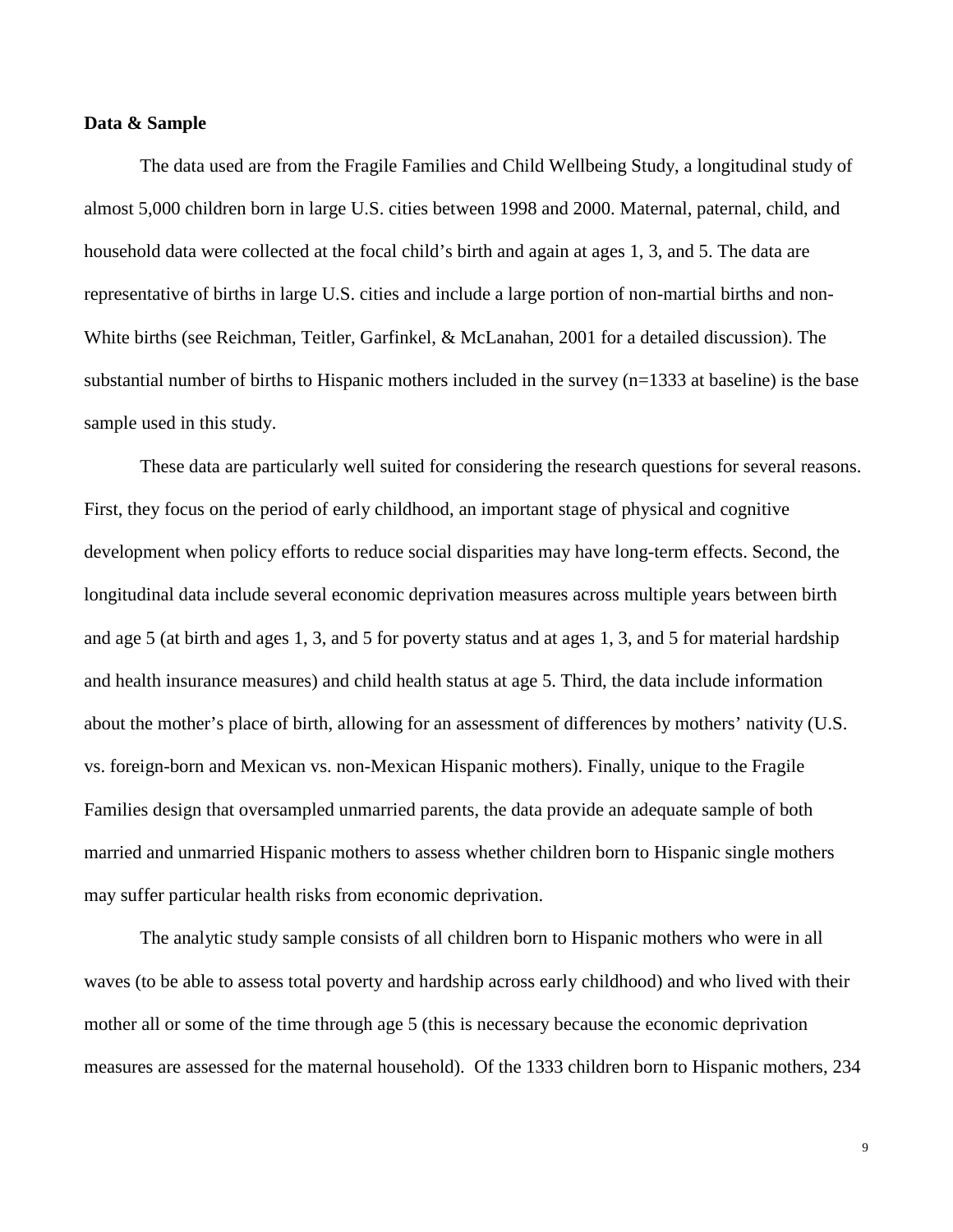**Data & Sample**

The data used are from the Fragile Families and Child Wellbeing Study, a longitudinal study of almost 5,000 children born in large U.S. cities between 1998 and 2000. Maternal, paternal, child, and household data were collected at the focal child's birth and again at ages 1, 3, and 5. The data are representative of births in large U.S. cities and include a large portion of non-martial births and non-White births (see Reichman, Teitler, Garfinkel, & McLanahan, 2001 for a detailed discussion). The substantial number of births to Hispanic mothers included in the survey (n=1333 at baseline) is the base sample used in this study.

These data are particularly well suited for considering the research questions for several reasons. First, they focus on the period of early childhood, an important stage of physical and cognitive development when policy efforts to reduce social disparities may have long-term effects. Second, the longitudinal data include several economic deprivation measures across multiple years between birth and age 5 (at birth and ages 1, 3, and 5 for poverty status and at ages 1, 3, and 5 for material hardship and health insurance measures) and child health status at age 5. Third, the data include information about the mother's place of birth, allowing for an assessment of differences by mothers' nativity (U.S. vs. foreign-born and Mexican vs. non-Mexican Hispanic mothers). Finally, unique to the Fragile Families design that oversampled unmarried parents, the data provide an adequate sample of both married and unmarried Hispanic mothers to assess whether children born to Hispanic single mothers may suffer particular health risks from economic deprivation.

The analytic study sample consists of all children born to Hispanic mothers who were in all waves (to be able to assess total poverty and hardship across early childhood) and who lived with their mother all or some of the time through age 5 (this is necessary because the economic deprivation measures are assessed for the maternal household). Of the 1333 children born to Hispanic mothers, 234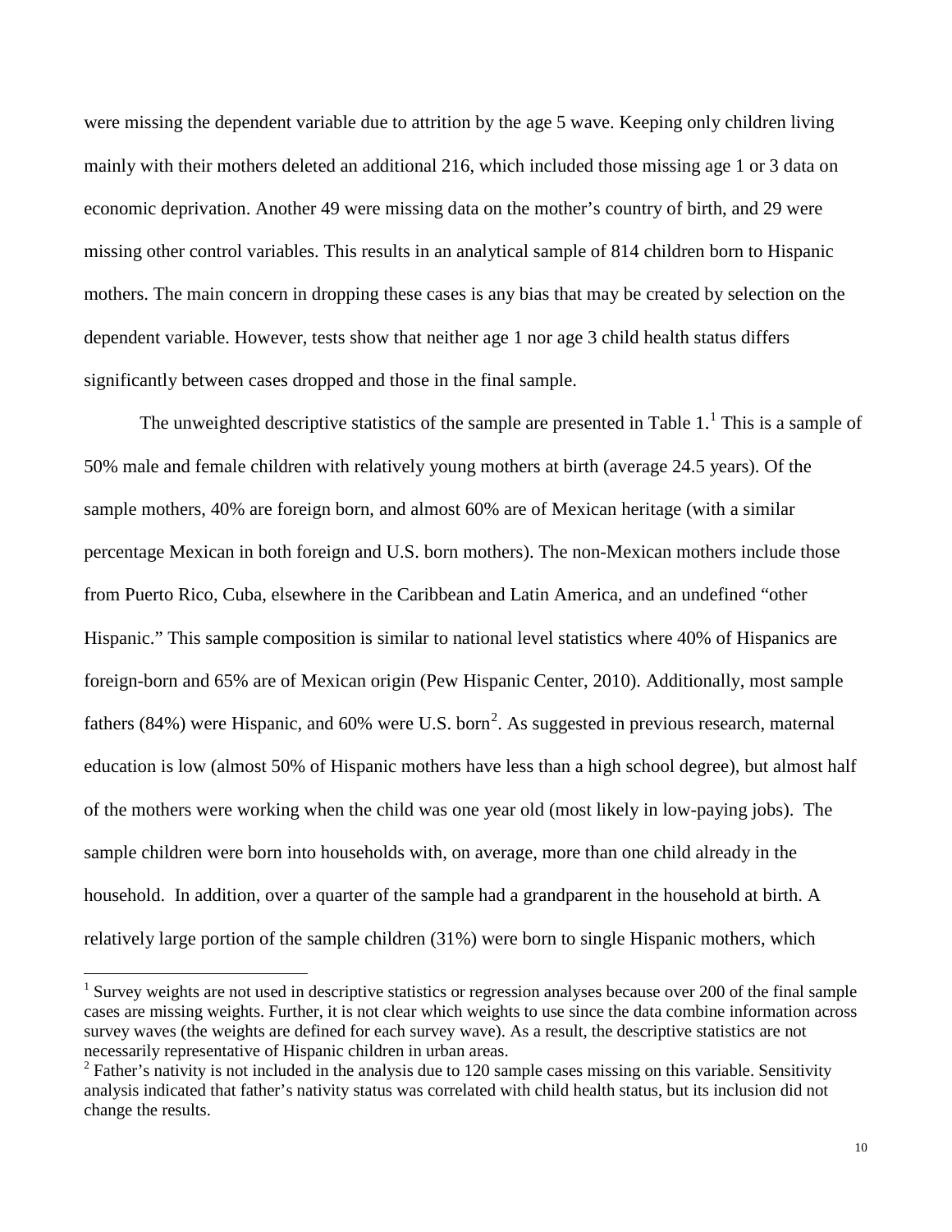were missing the dependent variable due to attrition by the age 5 wave. Keeping only children living mainly with their mothers deleted an additional 216, which included those missing age 1 or 3 data on economic deprivation. Another 49 were missing data on the mother's country of birth, and 29 were missing other control variables. This results in an analytical sample of 814 children born to Hispanic mothers. The main concern in dropping these cases is any bias that may be created by selection on the dependent variable. However, tests show that neither age 1 nor age 3 child health status differs significantly between cases dropped and those in the final sample.

The unweighted descriptive statistics of the sample are presented in Table 1.[1] This is a sample of 50% male and female children with relatively young mothers at birth (average 24.5 years). Of the sample mothers, 40% are foreign born, and almost 60% are of Mexican heritage (with a similar percentage Mexican in both foreign and U.S. born mothers). The non-Mexican mothers include those from Puerto Rico, Cuba, elsewhere in the Caribbean and Latin America, and an undefined "other Hispanic." This sample composition is similar to national level statistics where 40% of Hispanics are foreign-born and 65% are of Mexican origin (Pew Hispanic Center, 2010). Additionally, most sample fathers (84%) were Hispanic, and 60% were U.S. born[2]. As suggested in previous research, maternal education is low (almost 50% of Hispanic mothers have less than a high school degree), but almost half of the mothers were working when the child was one year old (most likely in low-paying jobs). The sample children were born into households with, on average, more than one child already in the household. In addition, over a quarter of the sample had a grandparent in the household at birth. A relatively large portion of the sample children (31%) were born to single Hispanic mothers, which

[1] Survey weights are not used in descriptive statistics or regression analyses because over 200 of the final sample cases are missing weights. Further, it is not clear which weights to use since the data combine information across survey waves (the weights are defined for each survey wave). As a result, the descriptive statistics are not necessarily representative of Hispanic children in urban areas.

[2] Father's nativity is not included in the analysis due to 120 sample cases missing on this variable. Sensitivity analysis indicated that father's nativity status was correlated with child health status, but its inclusion did not change the results.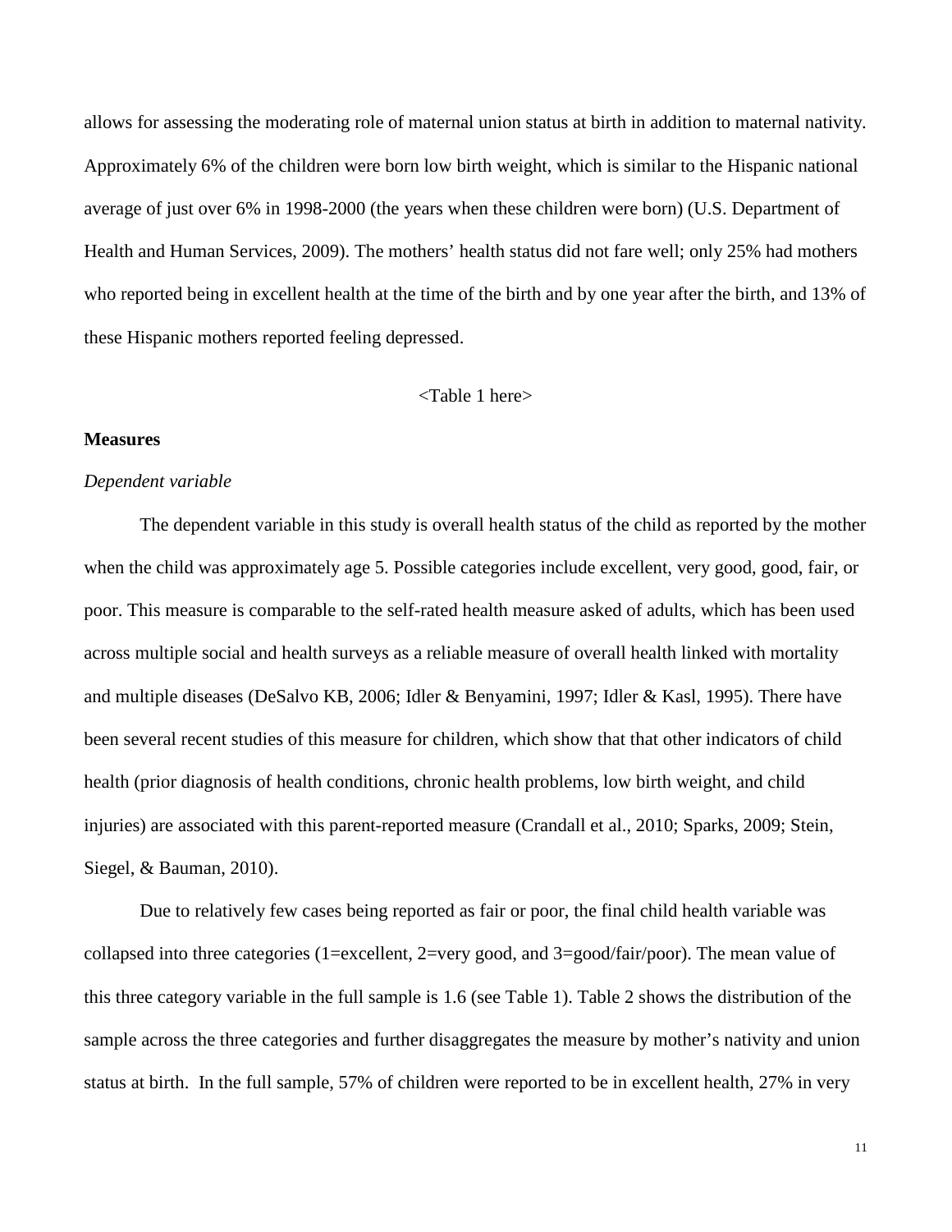allows for assessing the moderating role of maternal union status at birth in addition to maternal nativity. Approximately 6% of the children were born low birth weight, which is similar to the Hispanic national average of just over 6% in 1998-2000 (the years when these children were born) (U.S. Department of Health and Human Services, 2009). The mothers' health status did not fare well; only 25% had mothers who reported being in excellent health at the time of the birth and by one year after the birth, and 13% of these Hispanic mothers reported feeling depressed.

<Table 1 here>

**Measures**

*Dependent variable*

The dependent variable in this study is overall health status of the child as reported by the mother when the child was approximately age 5. Possible categories include excellent, very good, good, fair, or poor. This measure is comparable to the self-rated health measure asked of adults, which has been used across multiple social and health surveys as a reliable measure of overall health linked with mortality and multiple diseases (DeSalvo KB, 2006; Idler & Benyamini, 1997; Idler & Kasl, 1995). There have been several recent studies of this measure for children, which show that that other indicators of child health (prior diagnosis of health conditions, chronic health problems, low birth weight, and child injuries) are associated with this parent-reported measure (Crandall et al., 2010; Sparks, 2009; Stein, Siegel, & Bauman, 2010).

Due to relatively few cases being reported as fair or poor, the final child health variable was collapsed into three categories (1=excellent, 2=very good, and 3=good/fair/poor). The mean value of this three category variable in the full sample is 1.6 (see Table 1). Table 2 shows the distribution of the sample across the three categories and further disaggregates the measure by mother's nativity and union status at birth. In the full sample, 57% of children were reported to be in excellent health, 27% in very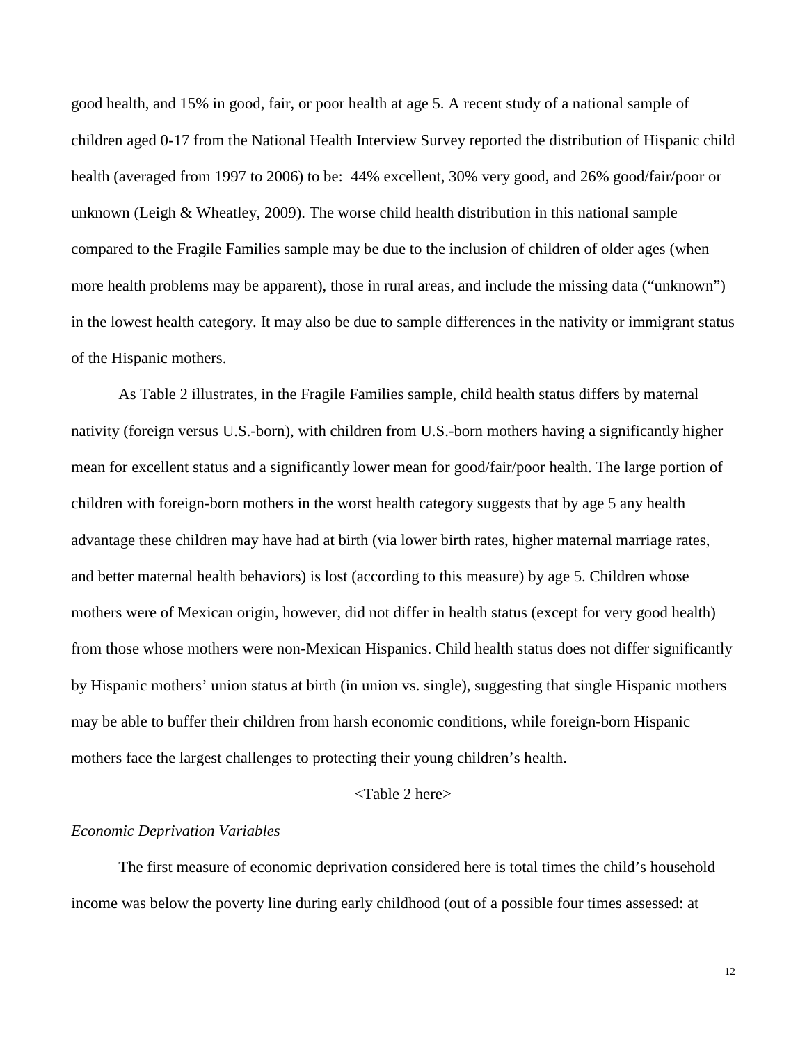good health, and 15% in good, fair, or poor health at age 5. A recent study of a national sample of children aged 0-17 from the National Health Interview Survey reported the distribution of Hispanic child health (averaged from 1997 to 2006) to be: 44% excellent, 30% very good, and 26% good/fair/poor or unknown (Leigh & Wheatley, 2009). The worse child health distribution in this national sample compared to the Fragile Families sample may be due to the inclusion of children of older ages (when more health problems may be apparent), those in rural areas, and include the missing data ("unknown") in the lowest health category. It may also be due to sample differences in the nativity or immigrant status of the Hispanic mothers.

As Table 2 illustrates, in the Fragile Families sample, child health status differs by maternal nativity (foreign versus U.S.-born), with children from U.S.-born mothers having a significantly higher mean for excellent status and a significantly lower mean for good/fair/poor health. The large portion of children with foreign-born mothers in the worst health category suggests that by age 5 any health advantage these children may have had at birth (via lower birth rates, higher maternal marriage rates, and better maternal health behaviors) is lost (according to this measure) by age 5. Children whose mothers were of Mexican origin, however, did not differ in health status (except for very good health) from those whose mothers were non-Mexican Hispanics. Child health status does not differ significantly by Hispanic mothers' union status at birth (in union vs. single), suggesting that single Hispanic mothers may be able to buffer their children from harsh economic conditions, while foreign-born Hispanic mothers face the largest challenges to protecting their young children's health.

<Table 2 here>

*Economic Deprivation Variables*

The first measure of economic deprivation considered here is total times the child's household income was below the poverty line during early childhood (out of a possible four times assessed: at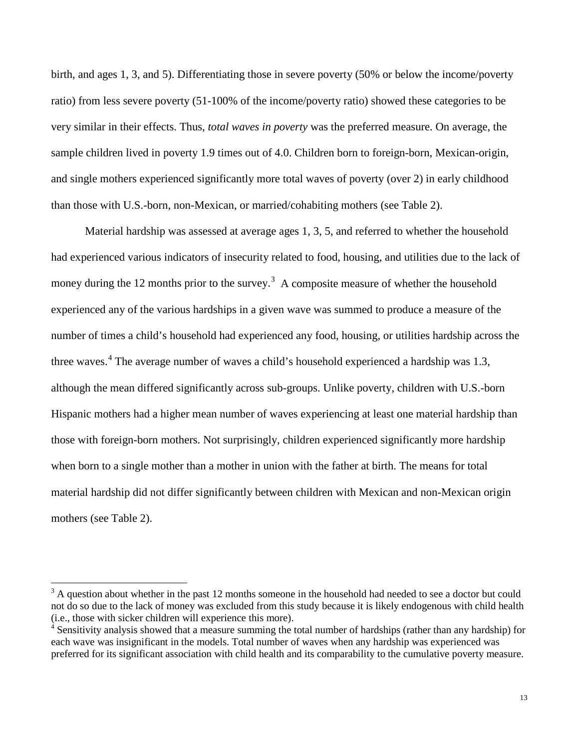birth, and ages 1, 3, and 5). Differentiating those in severe poverty (50% or below the income/poverty ratio) from less severe poverty (51-100% of the income/poverty ratio) showed these categories to be very similar in their effects. Thus, *total waves in poverty* was the preferred measure. On average, the sample children lived in poverty 1.9 times out of 4.0. Children born to foreign-born, Mexican-origin, and single mothers experienced significantly more total waves of poverty (over 2) in early childhood than those with U.S.-born, non-Mexican, or married/cohabiting mothers (see Table 2).

Material hardship was assessed at average ages 1, 3, 5, and referred to whether the household had experienced various indicators of insecurity related to food, housing, and utilities due to the lack of money during the 12 months prior to the survey.[3] A composite measure of whether the household experienced any of the various hardships in a given wave was summed to produce a measure of the number of times a child's household had experienced any food, housing, or utilities hardship across the three waves.[4] The average number of waves a child's household experienced a hardship was 1.3, although the mean differed significantly across sub-groups. Unlike poverty, children with U.S.-born Hispanic mothers had a higher mean number of waves experiencing at least one material hardship than those with foreign-born mothers. Not surprisingly, children experienced significantly more hardship when born to a single mother than a mother in union with the father at birth. The means for total material hardship did not differ significantly between children with Mexican and non-Mexican origin mothers (see Table 2).

---

[3] A question about whether in the past 12 months someone in the household had needed to see a doctor but could not do so due to the lack of money was excluded from this study because it is likely endogenous with child health (i.e., those with sicker children will experience this more).

[4] Sensitivity analysis showed that a measure summing the total number of hardships (rather than any hardship) for each wave was insignificant in the models. Total number of waves when any hardship was experienced was preferred for its significant association with child health and its comparability to the cumulative poverty measure.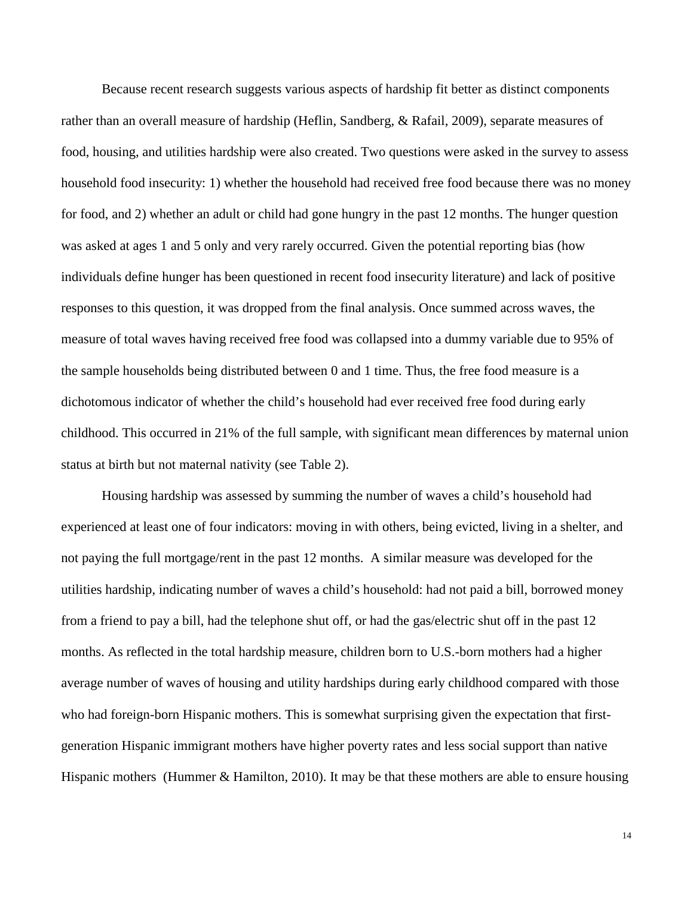Because recent research suggests various aspects of hardship fit better as distinct components rather than an overall measure of hardship (Heflin, Sandberg, & Rafail, 2009), separate measures of food, housing, and utilities hardship were also created. Two questions were asked in the survey to assess household food insecurity: 1) whether the household had received free food because there was no money for food, and 2) whether an adult or child had gone hungry in the past 12 months. The hunger question was asked at ages 1 and 5 only and very rarely occurred. Given the potential reporting bias (how individuals define hunger has been questioned in recent food insecurity literature) and lack of positive responses to this question, it was dropped from the final analysis. Once summed across waves, the measure of total waves having received free food was collapsed into a dummy variable due to 95% of the sample households being distributed between 0 and 1 time. Thus, the free food measure is a dichotomous indicator of whether the child's household had ever received free food during early childhood. This occurred in 21% of the full sample, with significant mean differences by maternal union status at birth but not maternal nativity (see Table 2).

Housing hardship was assessed by summing the number of waves a child's household had experienced at least one of four indicators: moving in with others, being evicted, living in a shelter, and not paying the full mortgage/rent in the past 12 months. A similar measure was developed for the utilities hardship, indicating number of waves a child's household: had not paid a bill, borrowed money from a friend to pay a bill, had the telephone shut off, or had the gas/electric shut off in the past 12 months. As reflected in the total hardship measure, children born to U.S.-born mothers had a higher average number of waves of housing and utility hardships during early childhood compared with those who had foreign-born Hispanic mothers. This is somewhat surprising given the expectation that first-generation Hispanic immigrant mothers have higher poverty rates and less social support than native Hispanic mothers (Hummer & Hamilton, 2010). It may be that these mothers are able to ensure housing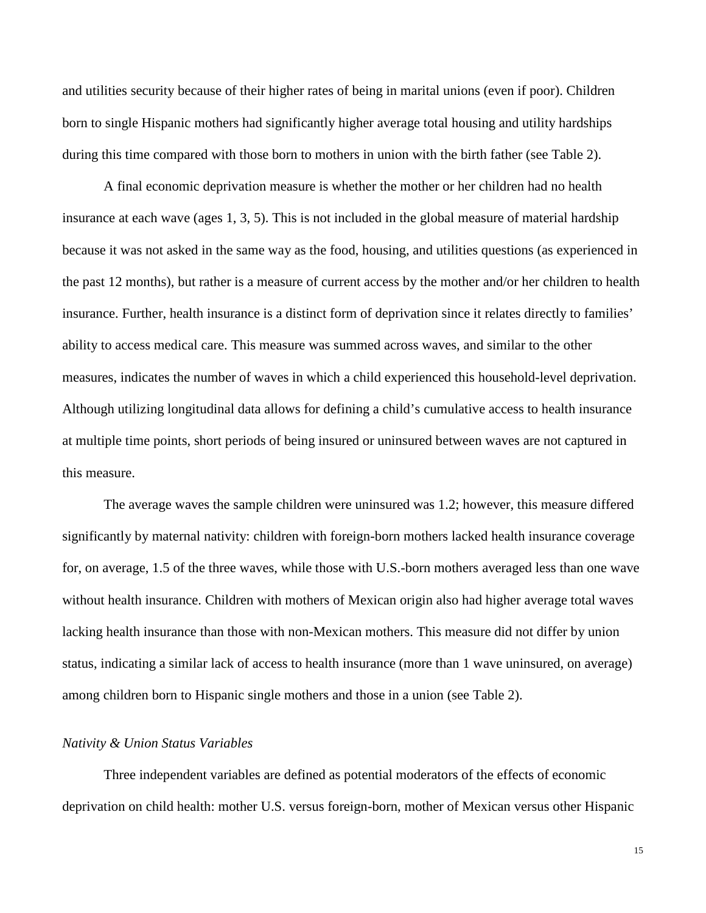and utilities security because of their higher rates of being in marital unions (even if poor). Children born to single Hispanic mothers had significantly higher average total housing and utility hardships during this time compared with those born to mothers in union with the birth father (see Table 2).

A final economic deprivation measure is whether the mother or her children had no health insurance at each wave (ages 1, 3, 5). This is not included in the global measure of material hardship because it was not asked in the same way as the food, housing, and utilities questions (as experienced in the past 12 months), but rather is a measure of current access by the mother and/or her children to health insurance. Further, health insurance is a distinct form of deprivation since it relates directly to families' ability to access medical care. This measure was summed across waves, and similar to the other measures, indicates the number of waves in which a child experienced this household-level deprivation. Although utilizing longitudinal data allows for defining a child's cumulative access to health insurance at multiple time points, short periods of being insured or uninsured between waves are not captured in this measure.

The average waves the sample children were uninsured was 1.2; however, this measure differed significantly by maternal nativity: children with foreign-born mothers lacked health insurance coverage for, on average, 1.5 of the three waves, while those with U.S.-born mothers averaged less than one wave without health insurance. Children with mothers of Mexican origin also had higher average total waves lacking health insurance than those with non-Mexican mothers. This measure did not differ by union status, indicating a similar lack of access to health insurance (more than 1 wave uninsured, on average) among children born to Hispanic single mothers and those in a union (see Table 2).

*Nativity & Union Status Variables*

Three independent variables are defined as potential moderators of the effects of economic deprivation on child health: mother U.S. versus foreign-born, mother of Mexican versus other Hispanic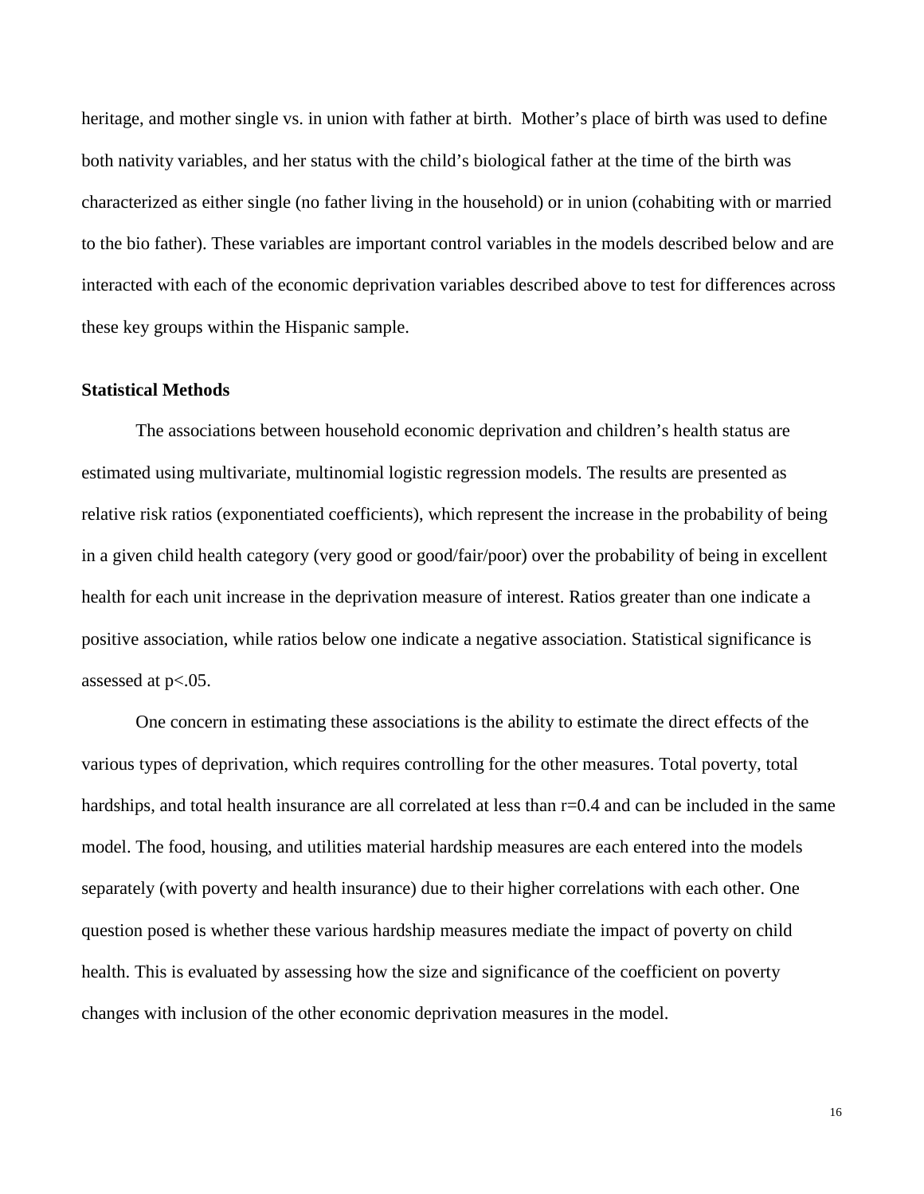heritage, and mother single vs. in union with father at birth. Mother's place of birth was used to define both nativity variables, and her status with the child's biological father at the time of the birth was characterized as either single (no father living in the household) or in union (cohabiting with or married to the bio father). These variables are important control variables in the models described below and are interacted with each of the economic deprivation variables described above to test for differences across these key groups within the Hispanic sample.

**Statistical Methods**

The associations between household economic deprivation and children's health status are estimated using multivariate, multinomial logistic regression models. The results are presented as relative risk ratios (exponentiated coefficients), which represent the increase in the probability of being in a given child health category (very good or good/fair/poor) over the probability of being in excellent health for each unit increase in the deprivation measure of interest. Ratios greater than one indicate a positive association, while ratios below one indicate a negative association. Statistical significance is assessed at $p<.05$.

One concern in estimating these associations is the ability to estimate the direct effects of the various types of deprivation, which requires controlling for the other measures. Total poverty, total hardships, and total health insurance are all correlated at less than $r=0.4$ and can be included in the same model. The food, housing, and utilities material hardship measures are each entered into the models separately (with poverty and health insurance) due to their higher correlations with each other. One question posed is whether these various hardship measures mediate the impact of poverty on child health. This is evaluated by assessing how the size and significance of the coefficient on poverty changes with inclusion of the other economic deprivation measures in the model.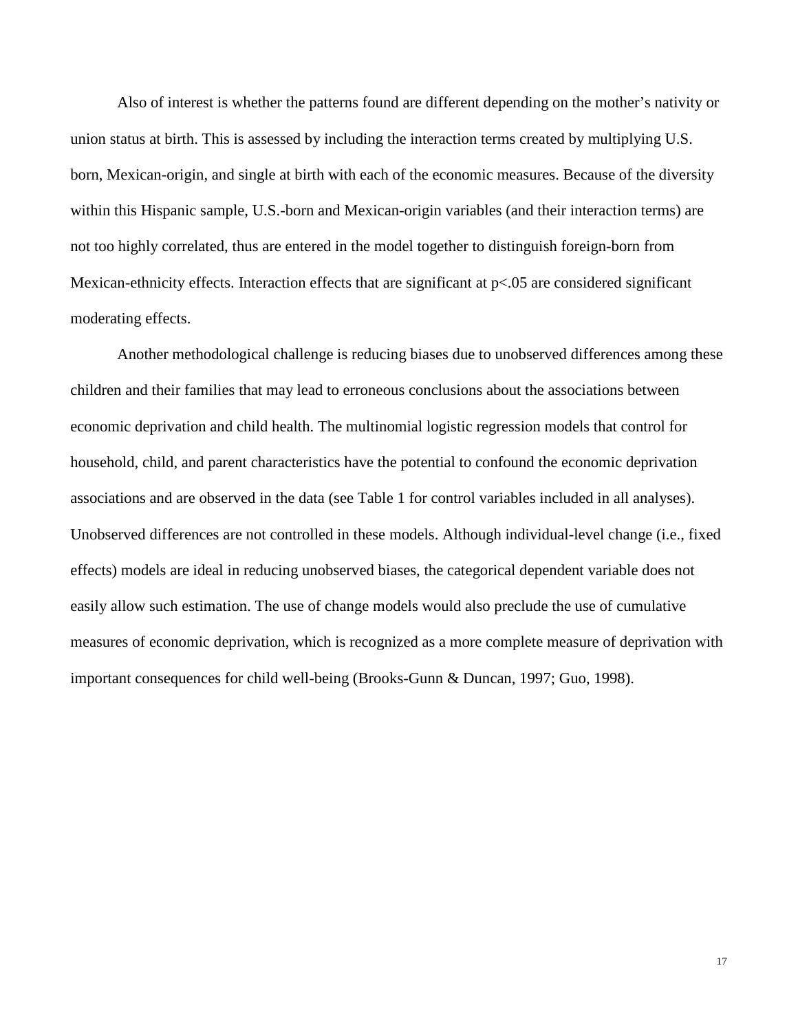Also of interest is whether the patterns found are different depending on the mother's nativity or union status at birth. This is assessed by including the interaction terms created by multiplying U.S. born, Mexican-origin, and single at birth with each of the economic measures. Because of the diversity within this Hispanic sample, U.S.-born and Mexican-origin variables (and their interaction terms) are not too highly correlated, thus are entered in the model together to distinguish foreign-born from Mexican-ethnicity effects. Interaction effects that are significant at $p<.05$ are considered significant moderating effects.

Another methodological challenge is reducing biases due to unobserved differences among these children and their families that may lead to erroneous conclusions about the associations between economic deprivation and child health. The multinomial logistic regression models that control for household, child, and parent characteristics have the potential to confound the economic deprivation associations and are observed in the data (see Table 1 for control variables included in all analyses). Unobserved differences are not controlled in these models. Although individual-level change (i.e., fixed effects) models are ideal in reducing unobserved biases, the categorical dependent variable does not easily allow such estimation. The use of change models would also preclude the use of cumulative measures of economic deprivation, which is recognized as a more complete measure of deprivation with important consequences for child well-being (Brooks-Gunn & Duncan, 1997; Guo, 1998).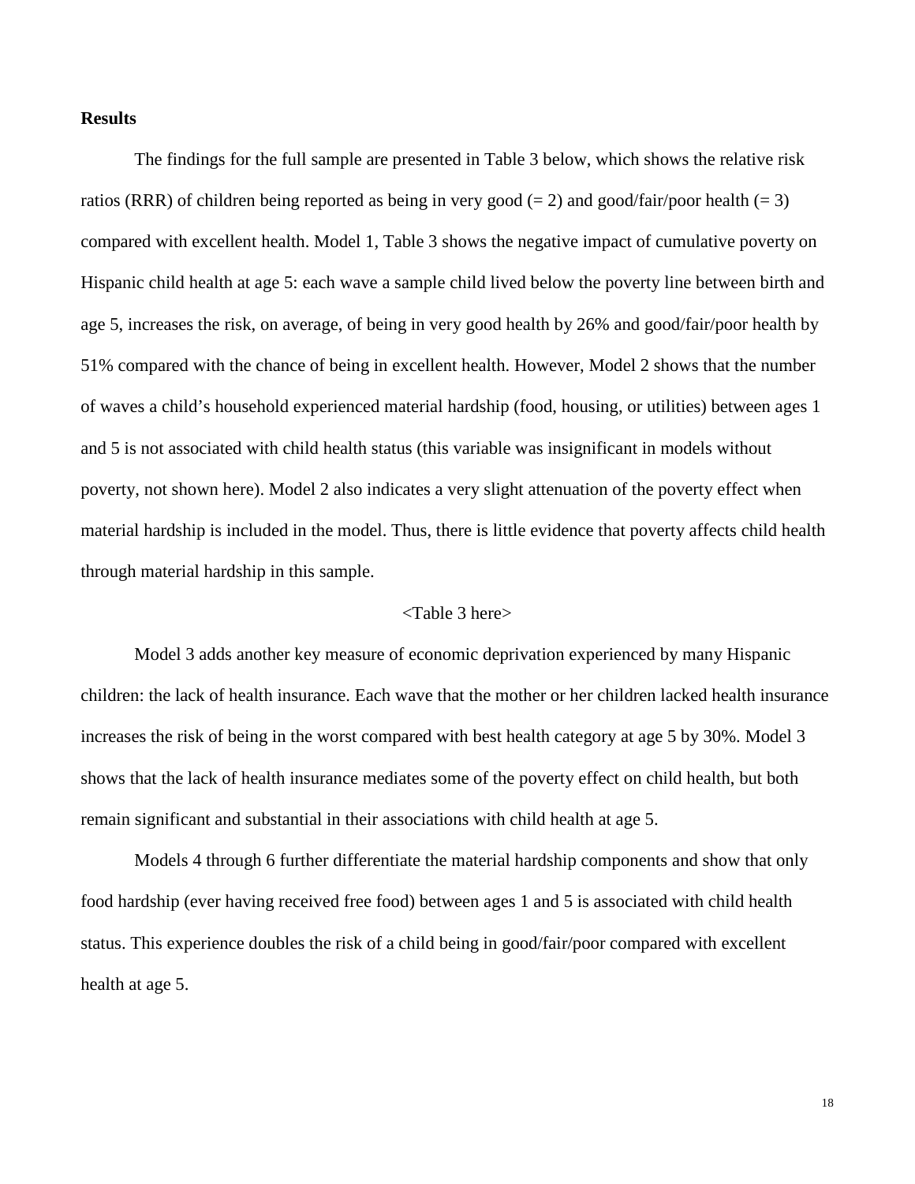**Results**

The findings for the full sample are presented in Table 3 below, which shows the relative risk ratios (RRR) of children being reported as being in very good (= 2) and good/fair/poor health (= 3) compared with excellent health. Model 1, Table 3 shows the negative impact of cumulative poverty on Hispanic child health at age 5: each wave a sample child lived below the poverty line between birth and age 5, increases the risk, on average, of being in very good health by 26% and good/fair/poor health by 51% compared with the chance of being in excellent health. However, Model 2 shows that the number of waves a child's household experienced material hardship (food, housing, or utilities) between ages 1 and 5 is not associated with child health status (this variable was insignificant in models without poverty, not shown here). Model 2 also indicates a very slight attenuation of the poverty effect when material hardship is included in the model. Thus, there is little evidence that poverty affects child health through material hardship in this sample.

<Table 3 here>

Model 3 adds another key measure of economic deprivation experienced by many Hispanic children: the lack of health insurance. Each wave that the mother or her children lacked health insurance increases the risk of being in the worst compared with best health category at age 5 by 30%. Model 3 shows that the lack of health insurance mediates some of the poverty effect on child health, but both remain significant and substantial in their associations with child health at age 5.

Models 4 through 6 further differentiate the material hardship components and show that only food hardship (ever having received free food) between ages 1 and 5 is associated with child health status. This experience doubles the risk of a child being in good/fair/poor compared with excellent health at age 5.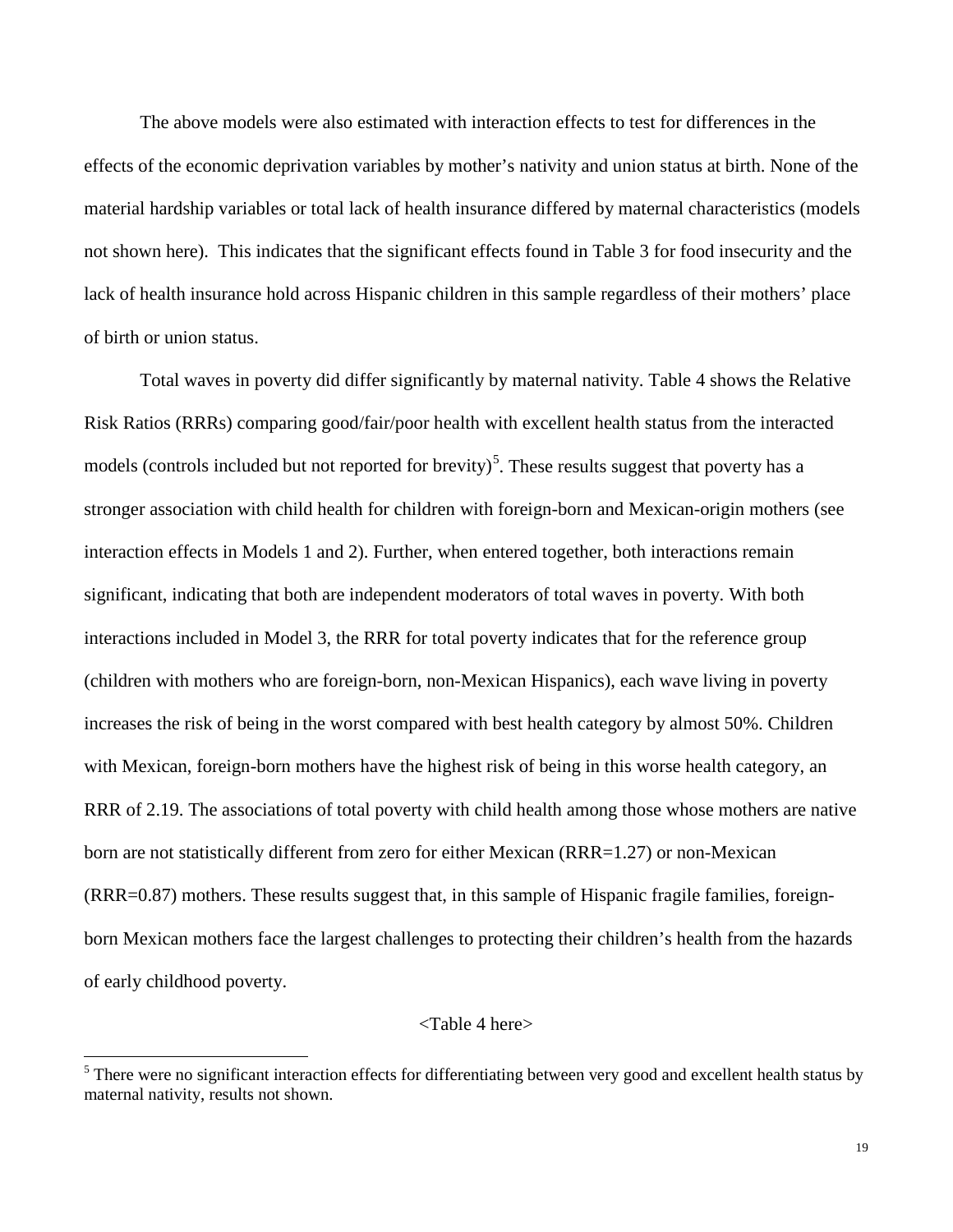The above models were also estimated with interaction effects to test for differences in the effects of the economic deprivation variables by mother's nativity and union status at birth. None of the material hardship variables or total lack of health insurance differed by maternal characteristics (models not shown here). This indicates that the significant effects found in Table 3 for food insecurity and the lack of health insurance hold across Hispanic children in this sample regardless of their mothers' place of birth or union status.

Total waves in poverty did differ significantly by maternal nativity. Table 4 shows the Relative Risk Ratios (RRRs) comparing good/fair/poor health with excellent health status from the interacted models (controls included but not reported for brevity)[5]. These results suggest that poverty has a stronger association with child health for children with foreign-born and Mexican-origin mothers (see interaction effects in Models 1 and 2). Further, when entered together, both interactions remain significant, indicating that both are independent moderators of total waves in poverty. With both interactions included in Model 3, the RRR for total poverty indicates that for the reference group (children with mothers who are foreign-born, non-Mexican Hispanics), each wave living in poverty increases the risk of being in the worst compared with best health category by almost 50%. Children with Mexican, foreign-born mothers have the highest risk of being in this worse health category, an RRR of 2.19. The associations of total poverty with child health among those whose mothers are native born are not statistically different from zero for either Mexican (RRR=1.27) or non-Mexican (RRR=0.87) mothers. These results suggest that, in this sample of Hispanic fragile families, foreign-born Mexican mothers face the largest challenges to protecting their children's health from the hazards of early childhood poverty.

<Table 4 here>

[5] There were no significant interaction effects for differentiating between very good and excellent health status by maternal nativity, results not shown.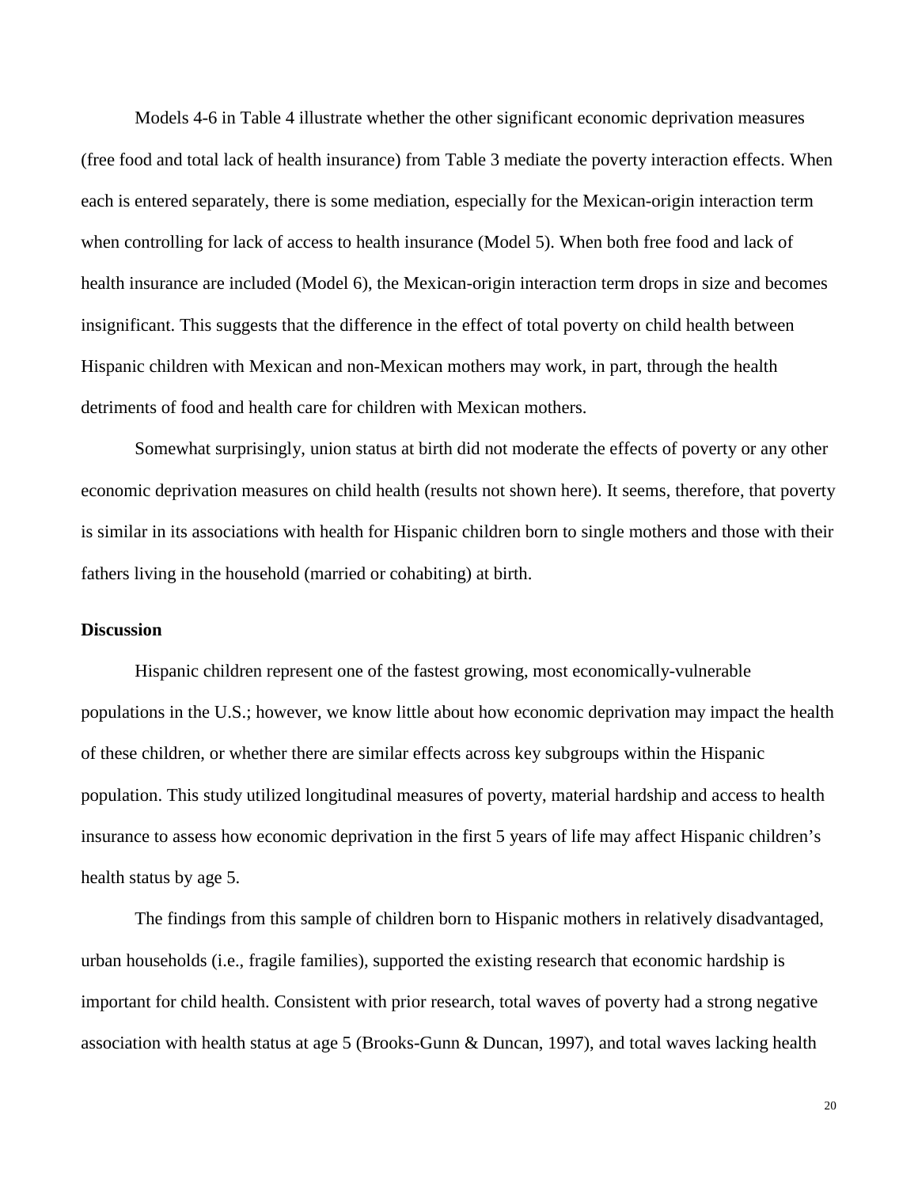Models 4-6 in Table 4 illustrate whether the other significant economic deprivation measures (free food and total lack of health insurance) from Table 3 mediate the poverty interaction effects. When each is entered separately, there is some mediation, especially for the Mexican-origin interaction term when controlling for lack of access to health insurance (Model 5). When both free food and lack of health insurance are included (Model 6), the Mexican-origin interaction term drops in size and becomes insignificant. This suggests that the difference in the effect of total poverty on child health between Hispanic children with Mexican and non-Mexican mothers may work, in part, through the health detriments of food and health care for children with Mexican mothers.

Somewhat surprisingly, union status at birth did not moderate the effects of poverty or any other economic deprivation measures on child health (results not shown here). It seems, therefore, that poverty is similar in its associations with health for Hispanic children born to single mothers and those with their fathers living in the household (married or cohabiting) at birth.

## Discussion

Hispanic children represent one of the fastest growing, most economically-vulnerable populations in the U.S.; however, we know little about how economic deprivation may impact the health of these children, or whether there are similar effects across key subgroups within the Hispanic population. This study utilized longitudinal measures of poverty, material hardship and access to health insurance to assess how economic deprivation in the first 5 years of life may affect Hispanic children's health status by age 5.

The findings from this sample of children born to Hispanic mothers in relatively disadvantaged, urban households (i.e., fragile families), supported the existing research that economic hardship is important for child health. Consistent with prior research, total waves of poverty had a strong negative association with health status at age 5 (Brooks-Gunn & Duncan, 1997), and total waves lacking health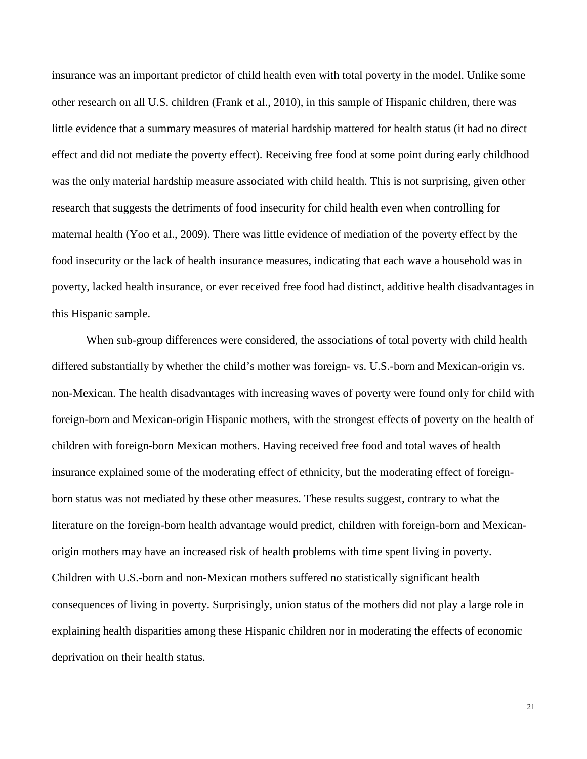insurance was an important predictor of child health even with total poverty in the model. Unlike some other research on all U.S. children (Frank et al., 2010), in this sample of Hispanic children, there was little evidence that a summary measures of material hardship mattered for health status (it had no direct effect and did not mediate the poverty effect). Receiving free food at some point during early childhood was the only material hardship measure associated with child health. This is not surprising, given other research that suggests the detriments of food insecurity for child health even when controlling for maternal health (Yoo et al., 2009). There was little evidence of mediation of the poverty effect by the food insecurity or the lack of health insurance measures, indicating that each wave a household was in poverty, lacked health insurance, or ever received free food had distinct, additive health disadvantages in this Hispanic sample.

When sub-group differences were considered, the associations of total poverty with child health differed substantially by whether the child's mother was foreign- vs. U.S.-born and Mexican-origin vs. non-Mexican. The health disadvantages with increasing waves of poverty were found only for child with foreign-born and Mexican-origin Hispanic mothers, with the strongest effects of poverty on the health of children with foreign-born Mexican mothers. Having received free food and total waves of health insurance explained some of the moderating effect of ethnicity, but the moderating effect of foreign-born status was not mediated by these other measures. These results suggest, contrary to what the literature on the foreign-born health advantage would predict, children with foreign-born and Mexican-origin mothers may have an increased risk of health problems with time spent living in poverty. Children with U.S.-born and non-Mexican mothers suffered no statistically significant health consequences of living in poverty. Surprisingly, union status of the mothers did not play a large role in explaining health disparities among these Hispanic children nor in moderating the effects of economic deprivation on their health status.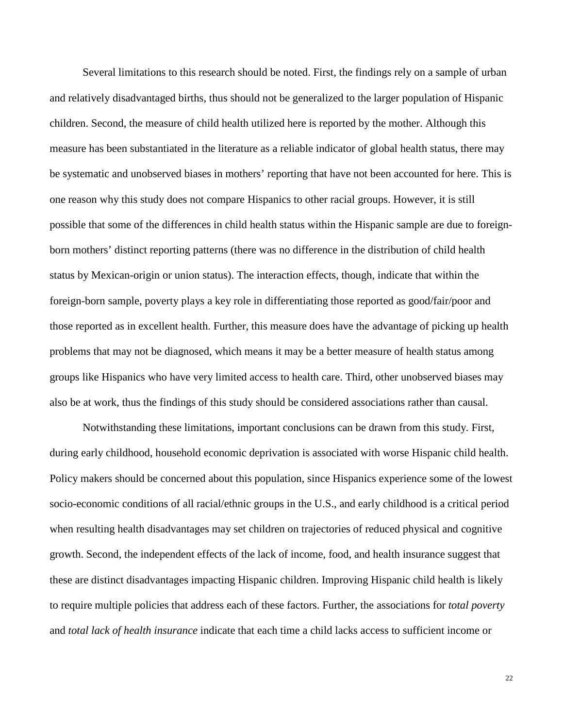Several limitations to this research should be noted. First, the findings rely on a sample of urban and relatively disadvantaged births, thus should not be generalized to the larger population of Hispanic children. Second, the measure of child health utilized here is reported by the mother. Although this measure has been substantiated in the literature as a reliable indicator of global health status, there may be systematic and unobserved biases in mothers' reporting that have not been accounted for here. This is one reason why this study does not compare Hispanics to other racial groups. However, it is still possible that some of the differences in child health status within the Hispanic sample are due to foreign-born mothers' distinct reporting patterns (there was no difference in the distribution of child health status by Mexican-origin or union status). The interaction effects, though, indicate that within the foreign-born sample, poverty plays a key role in differentiating those reported as good/fair/poor and those reported as in excellent health. Further, this measure does have the advantage of picking up health problems that may not be diagnosed, which means it may be a better measure of health status among groups like Hispanics who have very limited access to health care. Third, other unobserved biases may also be at work, thus the findings of this study should be considered associations rather than causal.

Notwithstanding these limitations, important conclusions can be drawn from this study. First, during early childhood, household economic deprivation is associated with worse Hispanic child health. Policy makers should be concerned about this population, since Hispanics experience some of the lowest socio-economic conditions of all racial/ethnic groups in the U.S., and early childhood is a critical period when resulting health disadvantages may set children on trajectories of reduced physical and cognitive growth. Second, the independent effects of the lack of income, food, and health insurance suggest that these are distinct disadvantages impacting Hispanic children. Improving Hispanic child health is likely to require multiple policies that address each of these factors. Further, the associations for *total poverty* and *total lack of health insurance* indicate that each time a child lacks access to sufficient income or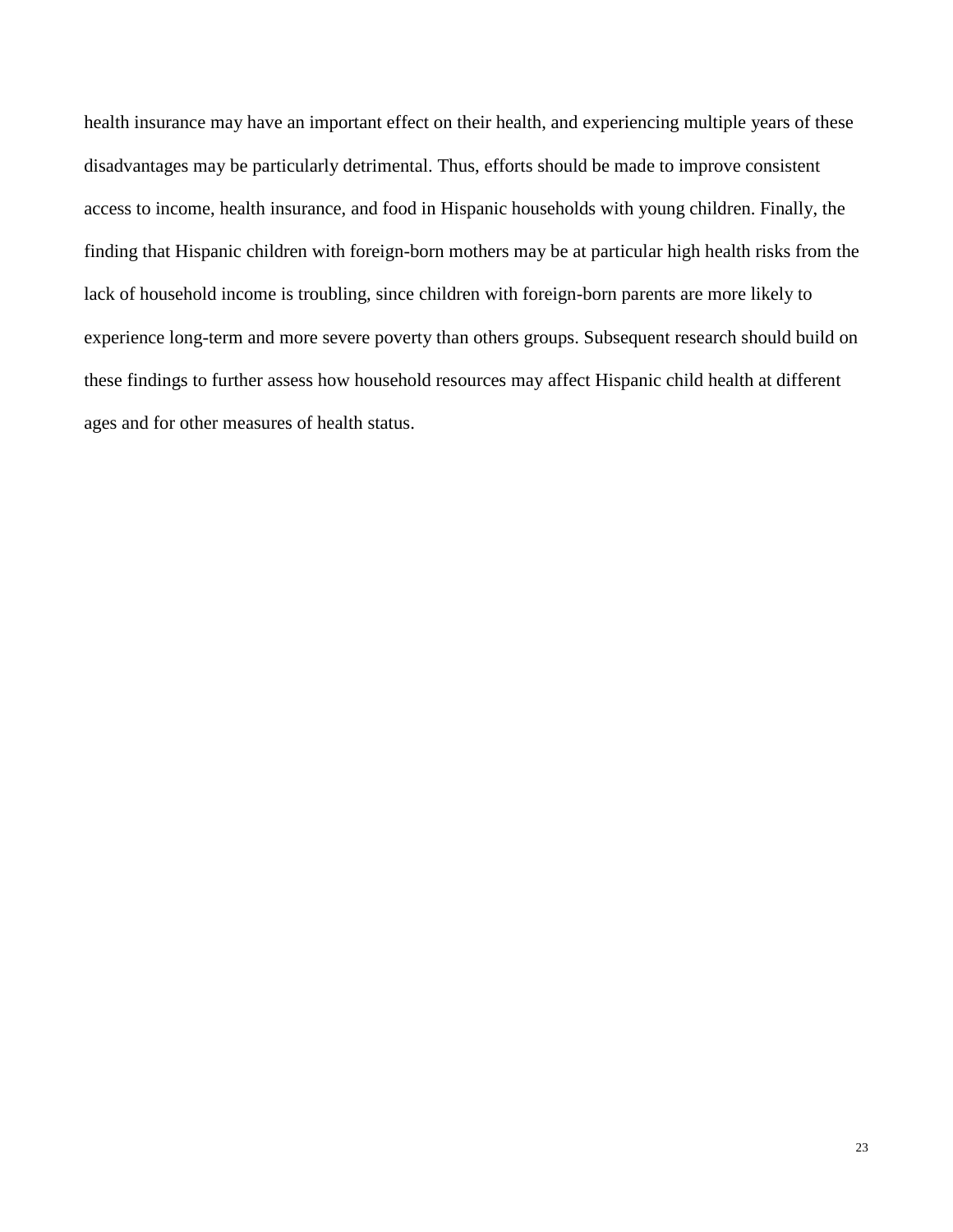health insurance may have an important effect on their health, and experiencing multiple years of these disadvantages may be particularly detrimental. Thus, efforts should be made to improve consistent access to income, health insurance, and food in Hispanic households with young children. Finally, the finding that Hispanic children with foreign-born mothers may be at particular high health risks from the lack of household income is troubling, since children with foreign-born parents are more likely to experience long-term and more severe poverty than others groups. Subsequent research should build on these findings to further assess how household resources may affect Hispanic child health at different ages and for other measures of health status.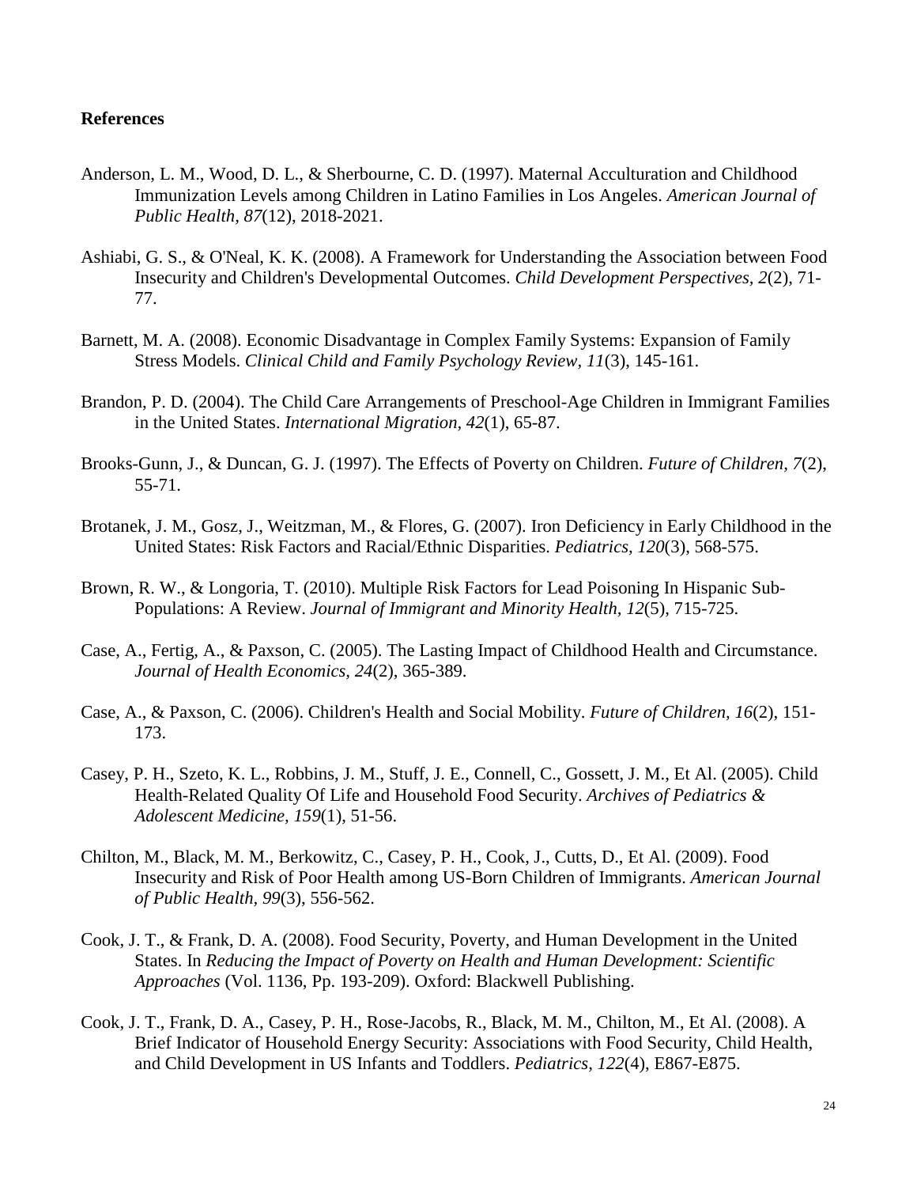## References

Anderson, L. M., Wood, D. L., & Sherbourne, C. D. (1997). Maternal Acculturation and Childhood Immunization Levels among Children in Latino Families in Los Angeles. *American Journal of Public Health, 87*(12), 2018-2021.

Ashiabi, G. S., & O'Neal, K. K. (2008). A Framework for Understanding the Association between Food Insecurity and Children's Developmental Outcomes. *Child Development Perspectives, 2*(2), 71-77.

Barnett, M. A. (2008). Economic Disadvantage in Complex Family Systems: Expansion of Family Stress Models. *Clinical Child and Family Psychology Review, 11*(3), 145-161.

Brandon, P. D. (2004). The Child Care Arrangements of Preschool-Age Children in Immigrant Families in the United States. *International Migration, 42*(1), 65-87.

Brooks-Gunn, J., & Duncan, G. J. (1997). The Effects of Poverty on Children. *Future of Children, 7*(2), 55-71.

Brotanek, J. M., Gosz, J., Weitzman, M., & Flores, G. (2007). Iron Deficiency in Early Childhood in the United States: Risk Factors and Racial/Ethnic Disparities. *Pediatrics, 120*(3), 568-575.

Brown, R. W., & Longoria, T. (2010). Multiple Risk Factors for Lead Poisoning In Hispanic Sub-Populations: A Review. *Journal of Immigrant and Minority Health, 12*(5), 715-725.

Case, A., Fertig, A., & Paxson, C. (2005). The Lasting Impact of Childhood Health and Circumstance. *Journal of Health Economics, 24*(2), 365-389.

Case, A., & Paxson, C. (2006). Children's Health and Social Mobility. *Future of Children, 16*(2), 151-173.

Casey, P. H., Szeto, K. L., Robbins, J. M., Stuff, J. E., Connell, C., Gossett, J. M., Et Al. (2005). Child Health-Related Quality Of Life and Household Food Security. *Archives of Pediatrics & Adolescent Medicine, 159*(1), 51-56.

Chilton, M., Black, M. M., Berkowitz, C., Casey, P. H., Cook, J., Cutts, D., Et Al. (2009). Food Insecurity and Risk of Poor Health among US-Born Children of Immigrants. *American Journal of Public Health, 99*(3), 556-562.

Cook, J. T., & Frank, D. A. (2008). Food Security, Poverty, and Human Development in the United States. In *Reducing the Impact of Poverty on Health and Human Development: Scientific Approaches* (Vol. 1136, Pp. 193-209). Oxford: Blackwell Publishing.

Cook, J. T., Frank, D. A., Casey, P. H., Rose-Jacobs, R., Black, M. M., Chilton, M., Et Al. (2008). A Brief Indicator of Household Energy Security: Associations with Food Security, Child Health, and Child Development in US Infants and Toddlers. *Pediatrics, 122*(4), E867-E875.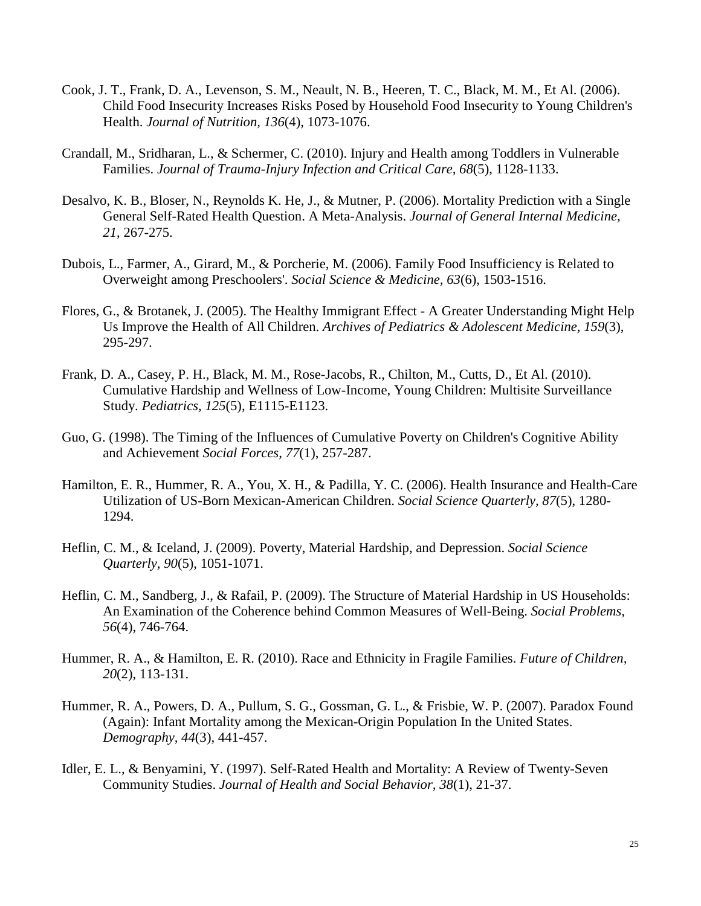Cook, J. T., Frank, D. A., Levenson, S. M., Neault, N. B., Heeren, T. C., Black, M. M., Et Al. (2006). Child Food Insecurity Increases Risks Posed by Household Food Insecurity to Young Children's Health. *Journal of Nutrition, 136*(4), 1073-1076.

Crandall, M., Sridharan, L., & Schermer, C. (2010). Injury and Health among Toddlers in Vulnerable Families. *Journal of Trauma-Injury Infection and Critical Care, 68*(5), 1128-1133.

Desalvo, K. B., Bloser, N., Reynolds K. He, J., & Mutner, P. (2006). Mortality Prediction with a Single General Self-Rated Health Question. A Meta-Analysis. *Journal of General Internal Medicine, 21,* 267-275.

Dubois, L., Farmer, A., Girard, M., & Porcherie, M. (2006). Family Food Insufficiency is Related to Overweight among Preschoolers'. *Social Science & Medicine, 63*(6), 1503-1516.

Flores, G., & Brotanek, J. (2005). The Healthy Immigrant Effect - A Greater Understanding Might Help Us Improve the Health of All Children. *Archives of Pediatrics & Adolescent Medicine, 159*(3), 295-297.

Frank, D. A., Casey, P. H., Black, M. M., Rose-Jacobs, R., Chilton, M., Cutts, D., Et Al. (2010). Cumulative Hardship and Wellness of Low-Income, Young Children: Multisite Surveillance Study. *Pediatrics, 125*(5), E1115-E1123.

Guo, G. (1998). The Timing of the Influences of Cumulative Poverty on Children's Cognitive Ability and Achievement *Social Forces, 77*(1), 257-287.

Hamilton, E. R., Hummer, R. A., You, X. H., & Padilla, Y. C. (2006). Health Insurance and Health-Care Utilization of US-Born Mexican-American Children. *Social Science Quarterly, 87*(5), 1280-1294.

Heflin, C. M., & Iceland, J. (2009). Poverty, Material Hardship, and Depression. *Social Science Quarterly, 90*(5), 1051-1071.

Heflin, C. M., Sandberg, J., & Rafail, P. (2009). The Structure of Material Hardship in US Households: An Examination of the Coherence behind Common Measures of Well-Being. *Social Problems, 56*(4), 746-764.

Hummer, R. A., & Hamilton, E. R. (2010). Race and Ethnicity in Fragile Families. *Future of Children, 20*(2), 113-131.

Hummer, R. A., Powers, D. A., Pullum, S. G., Gossman, G. L., & Frisbie, W. P. (2007). Paradox Found (Again): Infant Mortality among the Mexican-Origin Population In the United States. *Demography, 44*(3), 441-457.

Idler, E. L., & Benyamini, Y. (1997). Self-Rated Health and Mortality: A Review of Twenty-Seven Community Studies. *Journal of Health and Social Behavior, 38*(1), 21-37.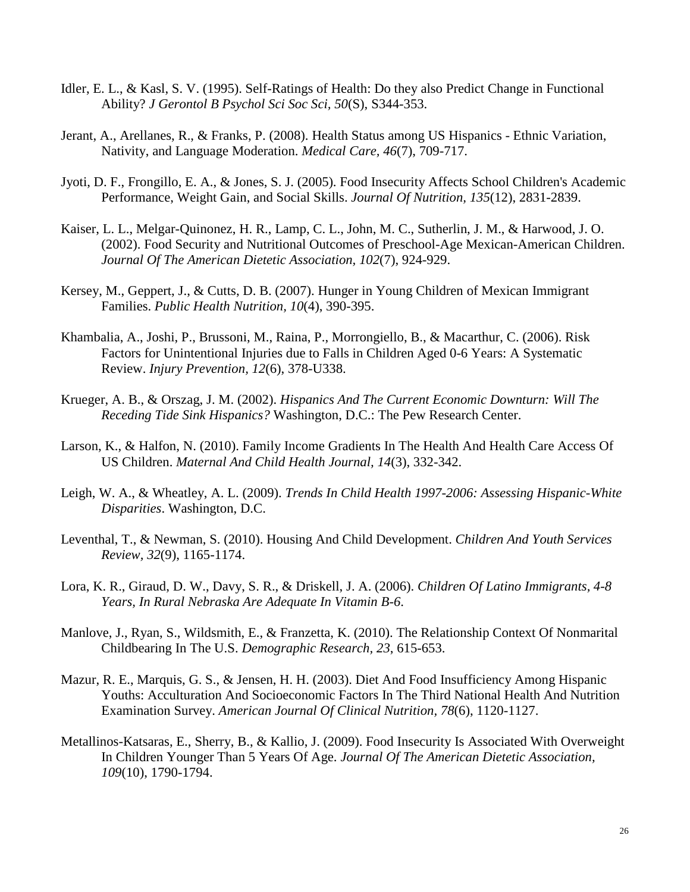Idler, E. L., & Kasl, S. V. (1995). Self-Ratings of Health: Do they also Predict Change in Functional Ability? *J Gerontol B Psychol Sci Soc Sci, 50*(S), S344-353.

Jerant, A., Arellanes, R., & Franks, P. (2008). Health Status among US Hispanics - Ethnic Variation, Nativity, and Language Moderation. *Medical Care, 46*(7), 709-717.

Jyoti, D. F., Frongillo, E. A., & Jones, S. J. (2005). Food Insecurity Affects School Children's Academic Performance, Weight Gain, and Social Skills. *Journal Of Nutrition, 135*(12), 2831-2839.

Kaiser, L. L., Melgar-Quinonez, H. R., Lamp, C. L., John, M. C., Sutherlin, J. M., & Harwood, J. O. (2002). Food Security and Nutritional Outcomes of Preschool-Age Mexican-American Children. *Journal Of The American Dietetic Association, 102*(7), 924-929.

Kersey, M., Geppert, J., & Cutts, D. B. (2007). Hunger in Young Children of Mexican Immigrant Families. *Public Health Nutrition, 10*(4), 390-395.

Khambalia, A., Joshi, P., Brussoni, M., Raina, P., Morrongiello, B., & Macarthur, C. (2006). Risk Factors for Unintentional Injuries due to Falls in Children Aged 0-6 Years: A Systematic Review. *Injury Prevention, 12*(6), 378-U338.

Krueger, A. B., & Orszag, J. M. (2002). *Hispanics And The Current Economic Downturn: Will The Receding Tide Sink Hispanics?* Washington, D.C.: The Pew Research Center.

Larson, K., & Halfon, N. (2010). Family Income Gradients In The Health And Health Care Access Of US Children. *Maternal And Child Health Journal, 14*(3), 332-342.

Leigh, W. A., & Wheatley, A. L. (2009). *Trends In Child Health 1997-2006: Assessing Hispanic-White Disparities*. Washington, D.C.

Leventhal, T., & Newman, S. (2010). Housing And Child Development. *Children And Youth Services Review, 32*(9), 1165-1174.

Lora, K. R., Giraud, D. W., Davy, S. R., & Driskell, J. A. (2006). *Children Of Latino Immigrants, 4-8 Years, In Rural Nebraska Are Adequate In Vitamin B-6*.

Manlove, J., Ryan, S., Wildsmith, E., & Franzetta, K. (2010). The Relationship Context Of Nonmarital Childbearing In The U.S. *Demographic Research, 23*, 615-653.

Mazur, R. E., Marquis, G. S., & Jensen, H. H. (2003). Diet And Food Insufficiency Among Hispanic Youths: Acculturation And Socioeconomic Factors In The Third National Health And Nutrition Examination Survey. *American Journal Of Clinical Nutrition, 78*(6), 1120-1127.

Metallinos-Katsaras, E., Sherry, B., & Kallio, J. (2009). Food Insecurity Is Associated With Overweight In Children Younger Than 5 Years Of Age. *Journal Of The American Dietetic Association, 109*(10), 1790-1794.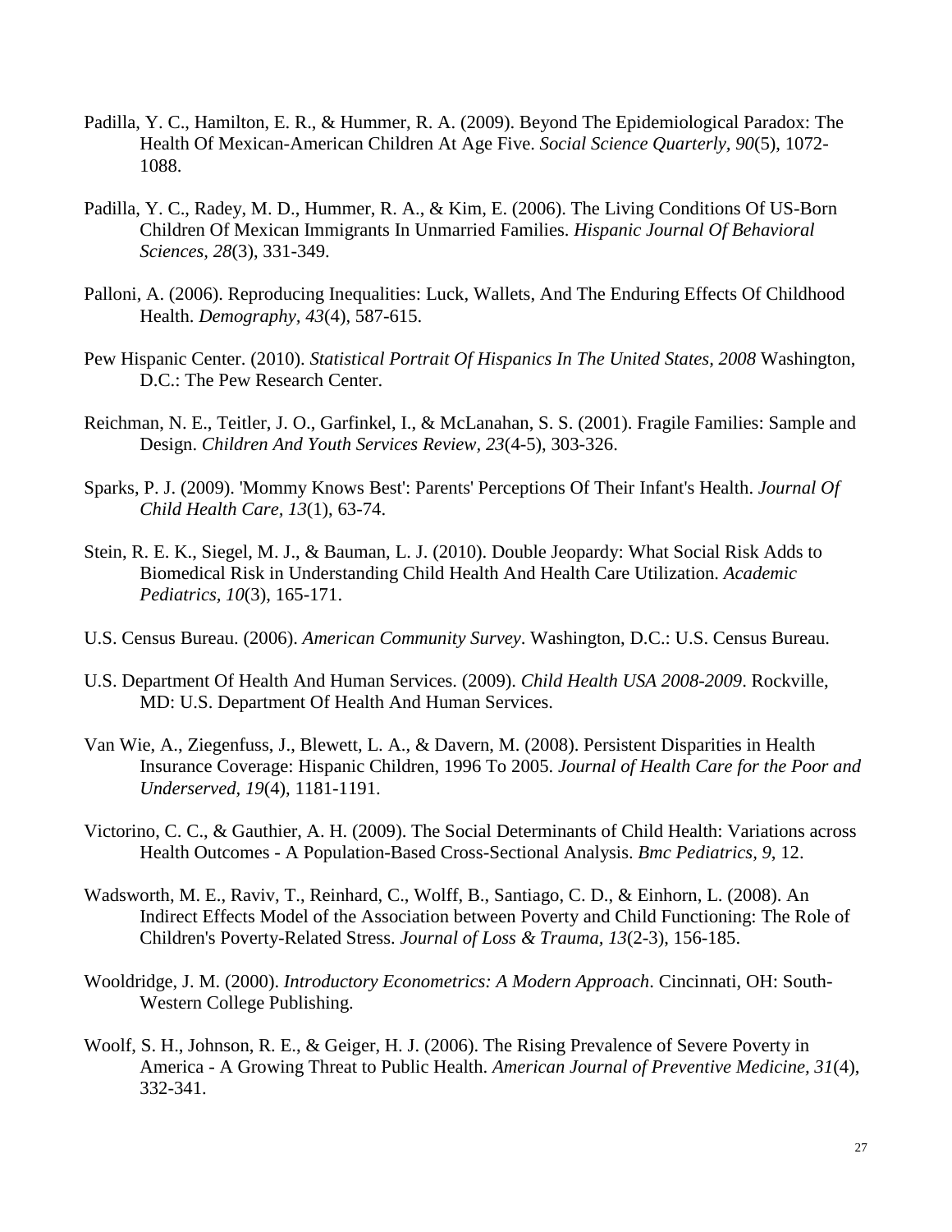Padilla, Y. C., Hamilton, E. R., & Hummer, R. A. (2009). Beyond The Epidemiological Paradox: The Health Of Mexican-American Children At Age Five. *Social Science Quarterly, 90*(5), 1072-1088.

Padilla, Y. C., Radey, M. D., Hummer, R. A., & Kim, E. (2006). The Living Conditions Of US-Born Children Of Mexican Immigrants In Unmarried Families. *Hispanic Journal Of Behavioral Sciences, 28*(3), 331-349.

Palloni, A. (2006). Reproducing Inequalities: Luck, Wallets, And The Enduring Effects Of Childhood Health. *Demography, 43*(4), 587-615.

Pew Hispanic Center. (2010). *Statistical Portrait Of Hispanics In The United States, 2008* Washington, D.C.: The Pew Research Center.

Reichman, N. E., Teitler, J. O., Garfinkel, I., & McLanahan, S. S. (2001). Fragile Families: Sample and Design. *Children And Youth Services Review, 23*(4-5), 303-326.

Sparks, P. J. (2009). 'Mommy Knows Best': Parents' Perceptions Of Their Infant's Health. *Journal Of Child Health Care, 13*(1), 63-74.

Stein, R. E. K., Siegel, M. J., & Bauman, L. J. (2010). Double Jeopardy: What Social Risk Adds to Biomedical Risk in Understanding Child Health And Health Care Utilization. *Academic Pediatrics, 10*(3), 165-171.

U.S. Census Bureau. (2006). *American Community Survey*. Washington, D.C.: U.S. Census Bureau.

U.S. Department Of Health And Human Services. (2009). *Child Health USA 2008-2009*. Rockville, MD: U.S. Department Of Health And Human Services.

Van Wie, A., Ziegenfuss, J., Blewett, L. A., & Davern, M. (2008). Persistent Disparities in Health Insurance Coverage: Hispanic Children, 1996 To 2005. *Journal of Health Care for the Poor and Underserved, 19*(4), 1181-1191.

Victorino, C. C., & Gauthier, A. H. (2009). The Social Determinants of Child Health: Variations across Health Outcomes - A Population-Based Cross-Sectional Analysis. *Bmc Pediatrics, 9*, 12.

Wadsworth, M. E., Raviv, T., Reinhard, C., Wolff, B., Santiago, C. D., & Einhorn, L. (2008). An Indirect Effects Model of the Association between Poverty and Child Functioning: The Role of Children's Poverty-Related Stress. *Journal of Loss & Trauma, 13*(2-3), 156-185.

Wooldridge, J. M. (2000). *Introductory Econometrics: A Modern Approach*. Cincinnati, OH: South-Western College Publishing.

Woolf, S. H., Johnson, R. E., & Geiger, H. J. (2006). The Rising Prevalence of Severe Poverty in America - A Growing Threat to Public Health. *American Journal of Preventive Medicine, 31*(4), 332-341.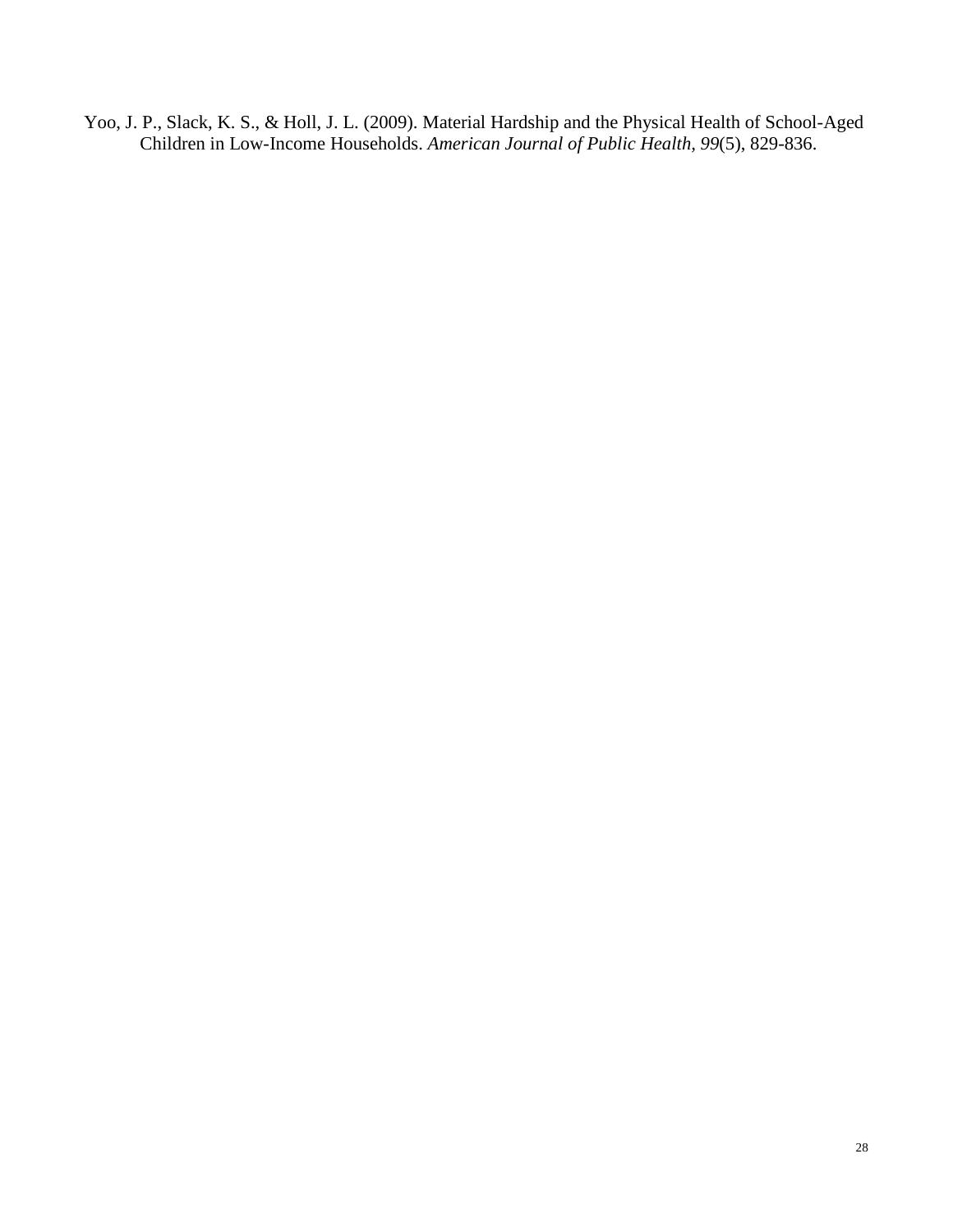Yoo, J. P., Slack, K. S., & Holl, J. L. (2009). Material Hardship and the Physical Health of School-Aged Children in Low-Income Households. *American Journal of Public Health, 99*(5), 829-836.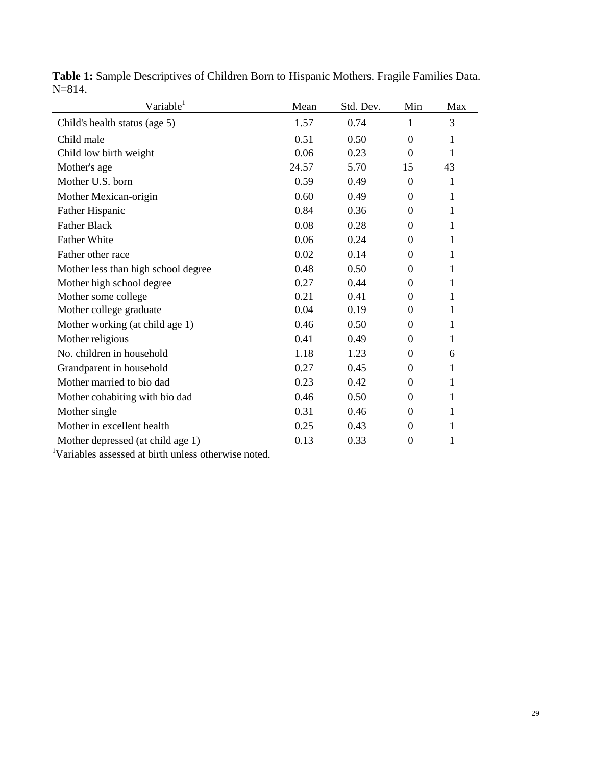**Table 1:** Sample Descriptives of Children Born to Hispanic Mothers. Fragile Families Data. N=814.

| Variable[1] | Mean | Std. Dev. | Min | Max |
|---|---|---|---|---|
| Child's health status (age 5) | 1.57 | 0.74 | 1 | 3 |
| Child male | 0.51 | 0.50 | 0 | 1 |
| Child low birth weight | 0.06 | 0.23 | 0 | 1 |
| Mother's age | 24.57 | 5.70 | 15 | 43 |
| Mother U.S. born | 0.59 | 0.49 | 0 | 1 |
| Mother Mexican-origin | 0.60 | 0.49 | 0 | 1 |
| Father Hispanic | 0.84 | 0.36 | 0 | 1 |
| Father Black | 0.08 | 0.28 | 0 | 1 |
| Father White | 0.06 | 0.24 | 0 | 1 |
| Father other race | 0.02 | 0.14 | 0 | 1 |
| Mother less than high school degree | 0.48 | 0.50 | 0 | 1 |
| Mother high school degree | 0.27 | 0.44 | 0 | 1 |
| Mother some college | 0.21 | 0.41 | 0 | 1 |
| Mother college graduate | 0.04 | 0.19 | 0 | 1 |
| Mother working (at child age 1) | 0.46 | 0.50 | 0 | 1 |
| Mother religious | 0.41 | 0.49 | 0 | 1 |
| No. children in household | 1.18 | 1.23 | 0 | 6 |
| Grandparent in household | 0.27 | 0.45 | 0 | 1 |
| Mother married to bio dad | 0.23 | 0.42 | 0 | 1 |
| Mother cohabiting with bio dad | 0.46 | 0.50 | 0 | 1 |
| Mother single | 0.31 | 0.46 | 0 | 1 |
| Mother in excellent health | 0.25 | 0.43 | 0 | 1 |
| Mother depressed (at child age 1) | 0.13 | 0.33 | 0 | 1 |

[1]Variables assessed at birth unless otherwise noted.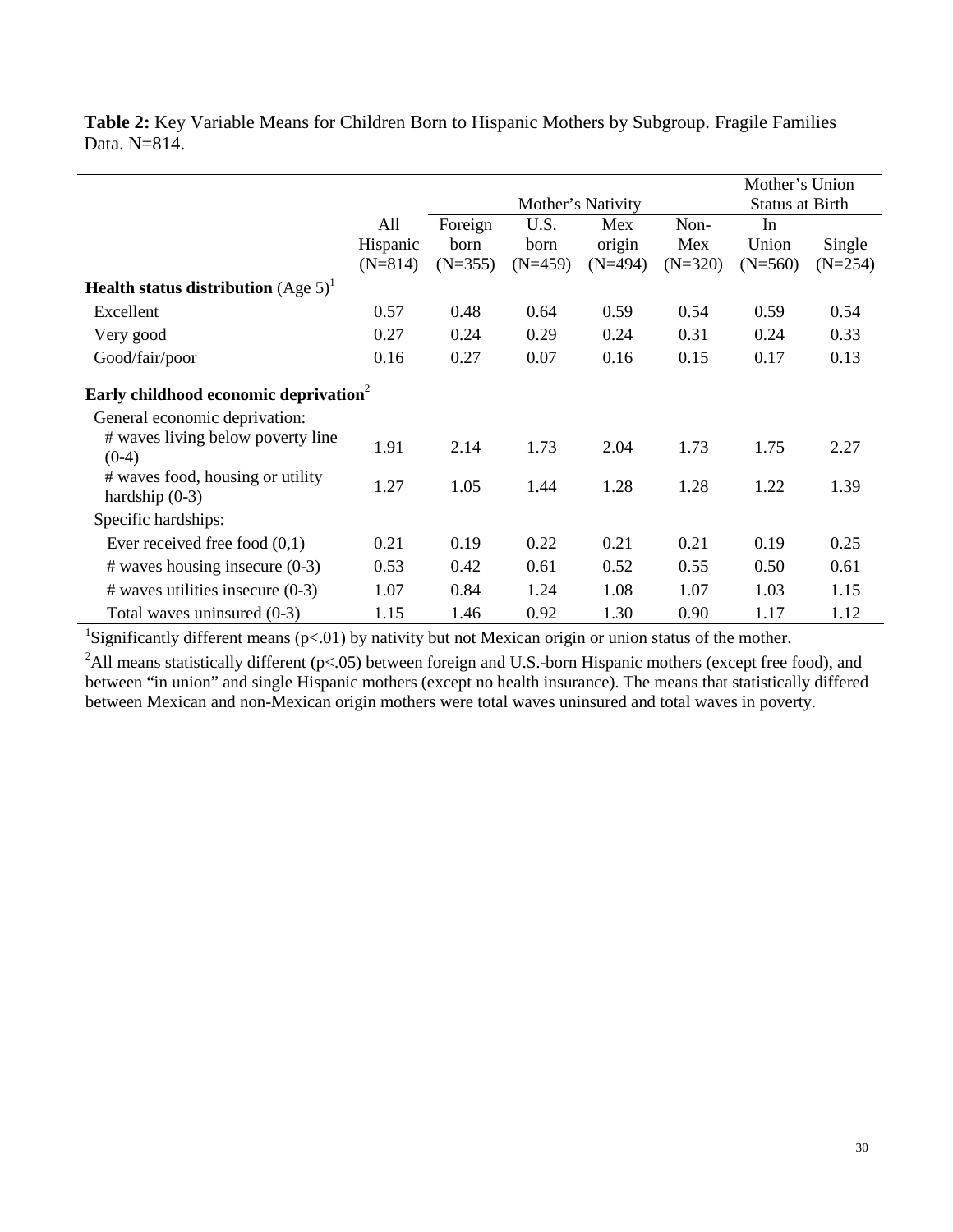**Table 2:** Key Variable Means for Children Born to Hispanic Mothers by Subgroup. Fragile Families Data. N=814.

| | | Mother's Nativity | | | | Mother's Union Status at Birth | |
|---|---|---|---|---|---|---|---|
| | All Hispanic (N=814) | Foreign born (N=355) | U.S. born (N=459) | Mex origin (N=494) | Non-Mex (N=320) | In Union (N=560) | Single (N=254) |
| **Health status distribution** (Age 5)[1] | | | | | | | |
| Excellent | 0.57 | 0.48 | 0.64 | 0.59 | 0.54 | 0.59 | 0.54 |
| Very good | 0.27 | 0.24 | 0.29 | 0.24 | 0.31 | 0.24 | 0.33 |
| Good/fair/poor | 0.16 | 0.27 | 0.07 | 0.16 | 0.15 | 0.17 | 0.13 |
| **Early childhood economic deprivation**[2] | | | | | | | |
| General economic deprivation: | | | | | | | |
| # waves living below poverty line (0-4) | 1.91 | 2.14 | 1.73 | 2.04 | 1.73 | 1.75 | 2.27 |
| # waves food, housing or utility hardship (0-3) | 1.27 | 1.05 | 1.44 | 1.28 | 1.28 | 1.22 | 1.39 |
| Specific hardships: | | | | | | | |
| Ever received free food (0,1) | 0.21 | 0.19 | 0.22 | 0.21 | 0.21 | 0.19 | 0.25 |
| # waves housing insecure (0-3) | 0.53 | 0.42 | 0.61 | 0.52 | 0.55 | 0.50 | 0.61 |
| # waves utilities insecure (0-3) | 1.07 | 0.84 | 1.24 | 1.08 | 1.07 | 1.03 | 1.15 |
| Total waves uninsured (0-3) | 1.15 | 1.46 | 0.92 | 1.30 | 0.90 | 1.17 | 1.12 |

[1]Significantly different means (p<.01) by nativity but not Mexican origin or union status of the mother.

[2]All means statistically different (p<.05) between foreign and U.S.-born Hispanic mothers (except free food), and between "in union" and single Hispanic mothers (except no health insurance). The means that statistically differed between Mexican and non-Mexican origin mothers were total waves uninsured and total waves in poverty.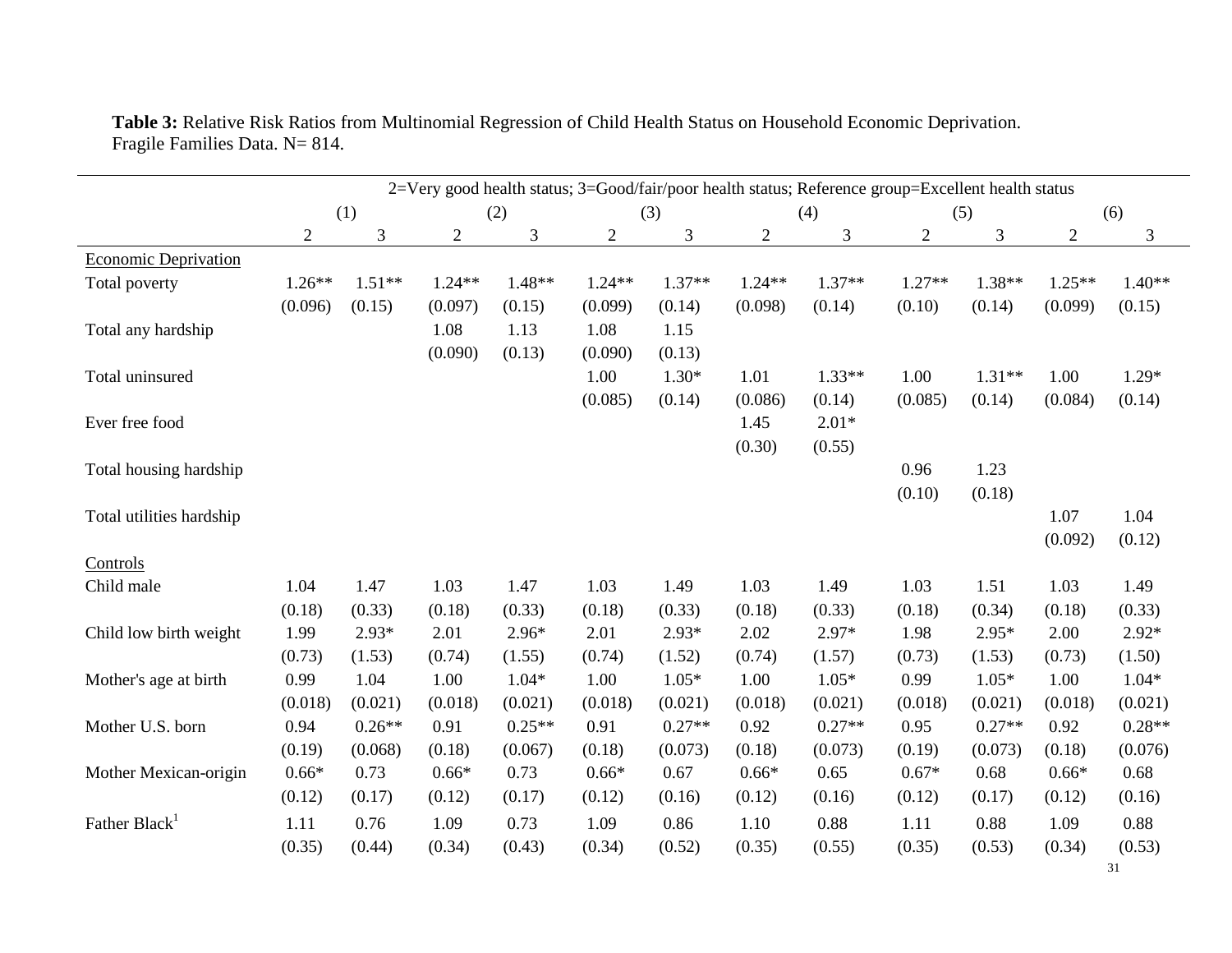**Table 3:** Relative Risk Ratios from Multinomial Regression of Child Health Status on Household Economic Deprivation. Fragile Families Data. N= 814.

| | 2=Very good health status; 3=Good/fair/poor health status; Reference group=Excellent health status | | | | | | | | | | | |
|---|---|---|---|---|---|---|---|---|---|---|---|---|
| | (1) | | (2) | | (3) | | (4) | | (5) | | (6) | |
| | 2 | 3 | 2 | 3 | 2 | 3 | 2 | 3 | 2 | 3 | 2 | 3 |
| Economic Deprivation | | | | | | | | | | | | |
| Total poverty | 1.26** | 1.51** | 1.24** | 1.48** | 1.24** | 1.37** | 1.24** | 1.37** | 1.27** | 1.38** | 1.25** | 1.40** |
| | (0.096) | (0.15) | (0.097) | (0.15) | (0.099) | (0.14) | (0.098) | (0.14) | (0.10) | (0.14) | (0.099) | (0.15) |
| Total any hardship | | | 1.08 | 1.13 | 1.08 | 1.15 | | | | | | |
| | | | (0.090) | (0.13) | (0.090) | (0.13) | | | | | | |
| Total uninsured | | | | | 1.00 | 1.30* | 1.01 | 1.33** | 1.00 | 1.31** | 1.00 | 1.29* |
| | | | | | (0.085) | (0.14) | (0.086) | (0.14) | (0.085) | (0.14) | (0.084) | (0.14) |
| Ever free food | | | | | | | 1.45 | 2.01* | | | | |
| | | | | | | | (0.30) | (0.55) | | | | |
| Total housing hardship | | | | | | | | | 0.96 | 1.23 | | |
| | | | | | | | | | (0.10) | (0.18) | | |
| Total utilities hardship | | | | | | | | | | | 1.07 | 1.04 |
| | | | | | | | | | | | (0.092) | (0.12) |
| Controls | | | | | | | | | | | | |
| Child male | 1.04 | 1.47 | 1.03 | 1.47 | 1.03 | 1.49 | 1.03 | 1.49 | 1.03 | 1.51 | 1.03 | 1.49 |
| | (0.18) | (0.33) | (0.18) | (0.33) | (0.18) | (0.33) | (0.18) | (0.33) | (0.18) | (0.34) | (0.18) | (0.33) |
| Child low birth weight | 1.99 | 2.93* | 2.01 | 2.96* | 2.01 | 2.93* | 2.02 | 2.97* | 1.98 | 2.95* | 2.00 | 2.92* |
| | (0.73) | (1.53) | (0.74) | (1.55) | (0.74) | (1.52) | (0.74) | (1.57) | (0.73) | (1.53) | (0.73) | (1.50) |
| Mother's age at birth | 0.99 | 1.04 | 1.00 | 1.04* | 1.00 | 1.05* | 1.00 | 1.05* | 0.99 | 1.05* | 1.00 | 1.04* |
| | (0.018) | (0.021) | (0.018) | (0.021) | (0.018) | (0.021) | (0.018) | (0.021) | (0.018) | (0.021) | (0.018) | (0.021) |
| Mother U.S. born | 0.94 | 0.26** | 0.91 | 0.25** | 0.91 | 0.27** | 0.92 | 0.27** | 0.95 | 0.27** | 0.92 | 0.28** |
| | (0.19) | (0.068) | (0.18) | (0.067) | (0.18) | (0.073) | (0.18) | (0.073) | (0.19) | (0.073) | (0.18) | (0.076) |
| Mother Mexican-origin | 0.66* | 0.73 | 0.66* | 0.73 | 0.66* | 0.67 | 0.66* | 0.65 | 0.67* | 0.68 | 0.66* | 0.68 |
| | (0.12) | (0.17) | (0.12) | (0.17) | (0.12) | (0.16) | (0.12) | (0.16) | (0.12) | (0.17) | (0.12) | (0.16) |
| Father Black[1] | 1.11 | 0.76 | 1.09 | 0.73 | 1.09 | 0.86 | 1.10 | 0.88 | 1.11 | 0.88 | 1.09 | 0.88 |
| | (0.35) | (0.44) | (0.34) | (0.43) | (0.34) | (0.52) | (0.35) | (0.55) | (0.35) | (0.53) | (0.34) | (0.53) |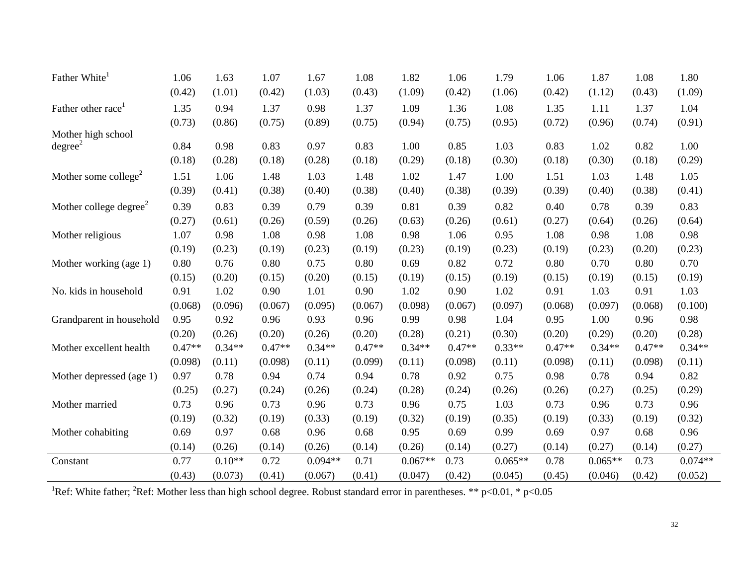| | | | | | | | | | | | | |
|---|---|---|---|---|---|---|---|---|---|---|---|---|
| Father White[1] | 1.06 | 1.63 | 1.07 | 1.67 | 1.08 | 1.82 | 1.06 | 1.79 | 1.06 | 1.87 | 1.08 | 1.80 |
| | (0.42) | (1.01) | (0.42) | (1.03) | (0.43) | (1.09) | (0.42) | (1.06) | (0.42) | (1.12) | (0.43) | (1.09) |
| Father other race[1] | 1.35 | 0.94 | 1.37 | 0.98 | 1.37 | 1.09 | 1.36 | 1.08 | 1.35 | 1.11 | 1.37 | 1.04 |
| | (0.73) | (0.86) | (0.75) | (0.89) | (0.75) | (0.94) | (0.75) | (0.95) | (0.72) | (0.96) | (0.74) | (0.91) |
| Mother high school degree[2] | 0.84 | 0.98 | 0.83 | 0.97 | 0.83 | 1.00 | 0.85 | 1.03 | 0.83 | 1.02 | 0.82 | 1.00 |
| | (0.18) | (0.28) | (0.18) | (0.28) | (0.18) | (0.29) | (0.18) | (0.30) | (0.18) | (0.30) | (0.18) | (0.29) |
| Mother some college[2] | 1.51 | 1.06 | 1.48 | 1.03 | 1.48 | 1.02 | 1.47 | 1.00 | 1.51 | 1.03 | 1.48 | 1.05 |
| | (0.39) | (0.41) | (0.38) | (0.40) | (0.38) | (0.40) | (0.38) | (0.39) | (0.39) | (0.40) | (0.38) | (0.41) |
| Mother college degree[2] | 0.39 | 0.83 | 0.39 | 0.79 | 0.39 | 0.81 | 0.39 | 0.82 | 0.40 | 0.78 | 0.39 | 0.83 |
| | (0.27) | (0.61) | (0.26) | (0.59) | (0.26) | (0.63) | (0.26) | (0.61) | (0.27) | (0.64) | (0.26) | (0.64) |
| Mother religious | 1.07 | 0.98 | 1.08 | 0.98 | 1.08 | 0.98 | 1.06 | 0.95 | 1.08 | 0.98 | 1.08 | 0.98 |
| | (0.19) | (0.23) | (0.19) | (0.23) | (0.19) | (0.23) | (0.19) | (0.23) | (0.19) | (0.23) | (0.20) | (0.23) |
| Mother working (age 1) | 0.80 | 0.76 | 0.80 | 0.75 | 0.80 | 0.69 | 0.82 | 0.72 | 0.80 | 0.70 | 0.80 | 0.70 |
| | (0.15) | (0.20) | (0.15) | (0.20) | (0.15) | (0.19) | (0.15) | (0.19) | (0.15) | (0.19) | (0.15) | (0.19) |
| No. kids in household | 0.91 | 1.02 | 0.90 | 1.01 | 0.90 | 1.02 | 0.90 | 1.02 | 0.91 | 1.03 | 0.91 | 1.03 |
| | (0.068) | (0.096) | (0.067) | (0.095) | (0.067) | (0.098) | (0.067) | (0.097) | (0.068) | (0.097) | (0.068) | (0.100) |
| Grandparent in household | 0.95 | 0.92 | 0.96 | 0.93 | 0.96 | 0.99 | 0.98 | 1.04 | 0.95 | 1.00 | 0.96 | 0.98 |
| | (0.20) | (0.26) | (0.20) | (0.26) | (0.20) | (0.28) | (0.21) | (0.30) | (0.20) | (0.29) | (0.20) | (0.28) |
| Mother excellent health | 0.47** | 0.34** | 0.47** | 0.34** | 0.47** | 0.34** | 0.47** | 0.33** | 0.47** | 0.34** | 0.47** | 0.34** |
| | (0.098) | (0.11) | (0.098) | (0.11) | (0.099) | (0.11) | (0.098) | (0.11) | (0.098) | (0.11) | (0.098) | (0.11) |
| Mother depressed (age 1) | 0.97 | 0.78 | 0.94 | 0.74 | 0.94 | 0.78 | 0.92 | 0.75 | 0.98 | 0.78 | 0.94 | 0.82 |
| | (0.25) | (0.27) | (0.24) | (0.26) | (0.24) | (0.28) | (0.24) | (0.26) | (0.26) | (0.27) | (0.25) | (0.29) |
| Mother married | 0.73 | 0.96 | 0.73 | 0.96 | 0.73 | 0.96 | 0.75 | 1.03 | 0.73 | 0.96 | 0.73 | 0.96 |
| | (0.19) | (0.32) | (0.19) | (0.33) | (0.19) | (0.32) | (0.19) | (0.35) | (0.19) | (0.33) | (0.19) | (0.32) |
| Mother cohabiting | 0.69 | 0.97 | 0.68 | 0.96 | 0.68 | 0.95 | 0.69 | 0.99 | 0.69 | 0.97 | 0.68 | 0.96 |
| | (0.14) | (0.26) | (0.14) | (0.26) | (0.14) | (0.26) | (0.14) | (0.27) | (0.14) | (0.27) | (0.14) | (0.27) |
| Constant | 0.77 | 0.10** | 0.72 | 0.094** | 0.71 | 0.067** | 0.73 | 0.065** | 0.78 | 0.065** | 0.73 | 0.074** |
| | (0.43) | (0.073) | (0.41) | (0.067) | (0.41) | (0.047) | (0.42) | (0.045) | (0.45) | (0.046) | (0.42) | (0.052) |

[1]Ref: White father; [2]Ref: Mother less than high school degree. Robust standard error in parentheses. ** p<0.01, * p<0.05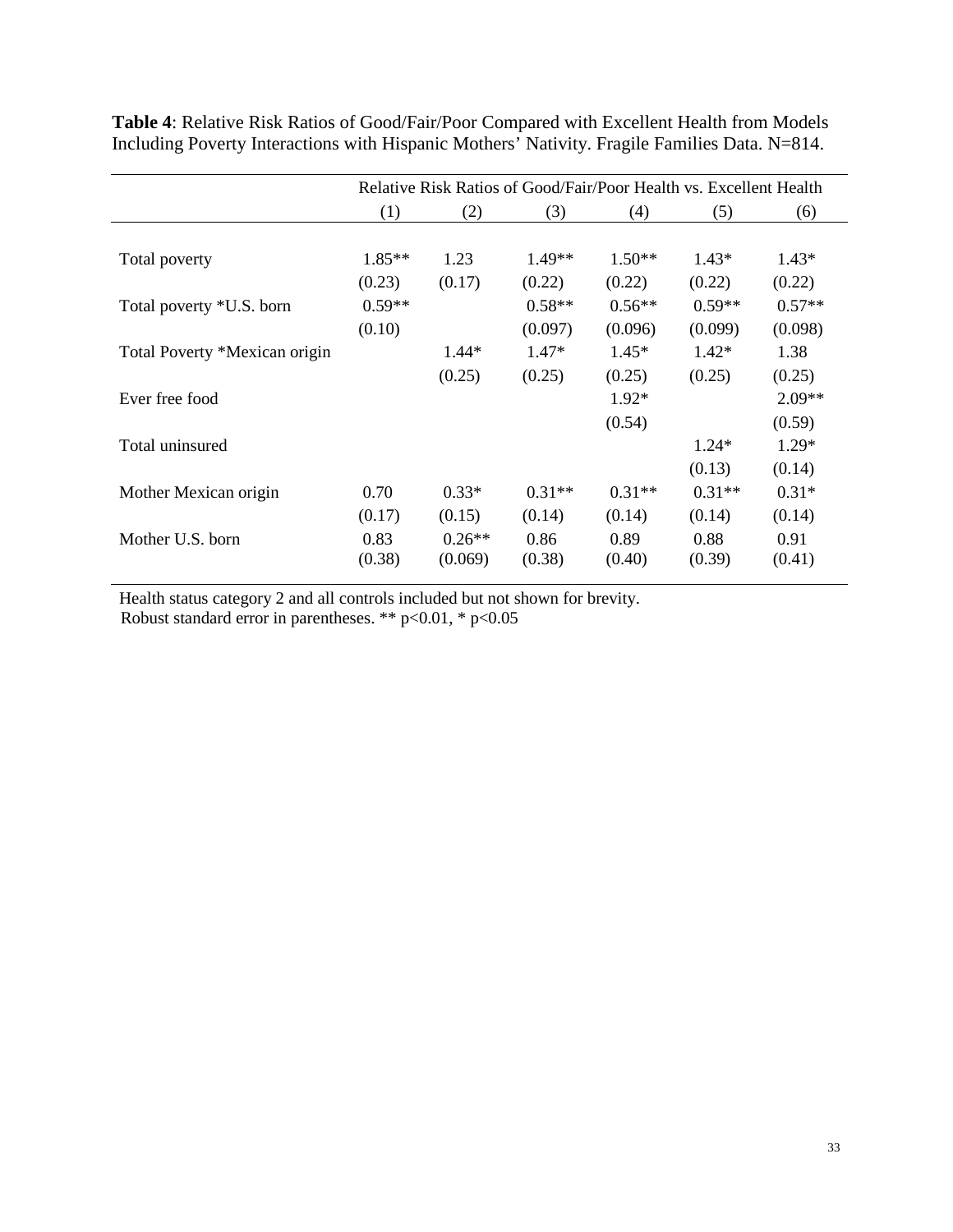**Table 4**: Relative Risk Ratios of Good/Fair/Poor Compared with Excellent Health from Models Including Poverty Interactions with Hispanic Mothers' Nativity. Fragile Families Data. N=814.

| | Relative Risk Ratios of Good/Fair/Poor Health vs. Excellent Health | | | | | |
|---|---|---|---|---|---|---|
| | (1) | (2) | (3) | (4) | (5) | (6) |
| Total poverty | 1.85** | 1.23 | 1.49** | 1.50** | 1.43* | 1.43* |
| | (0.23) | (0.17) | (0.22) | (0.22) | (0.22) | (0.22) |
| Total poverty *U.S. born | 0.59** | | 0.58** | 0.56** | 0.59** | 0.57** |
| | (0.10) | | (0.097) | (0.096) | (0.099) | (0.098) |
| Total Poverty *Mexican origin | | 1.44* | 1.47* | 1.45* | 1.42* | 1.38 |
| | | (0.25) | (0.25) | (0.25) | (0.25) | (0.25) |
| Ever free food | | | | 1.92* | | 2.09** |
| | | | | (0.54) | | (0.59) |
| Total uninsured | | | | | 1.24* | 1.29* |
| | | | | | (0.13) | (0.14) |
| Mother Mexican origin | 0.70 | 0.33* | 0.31** | 0.31** | 0.31** | 0.31* |
| | (0.17) | (0.15) | (0.14) | (0.14) | (0.14) | (0.14) |
| Mother U.S. born | 0.83 | 0.26** | 0.86 | 0.89 | 0.88 | 0.91 |
| | (0.38) | (0.069) | (0.38) | (0.40) | (0.39) | (0.41) |

Health status category 2 and all controls included but not shown for brevity.
Robust standard error in parentheses. ** $p<0.01$, * $p<0.05$